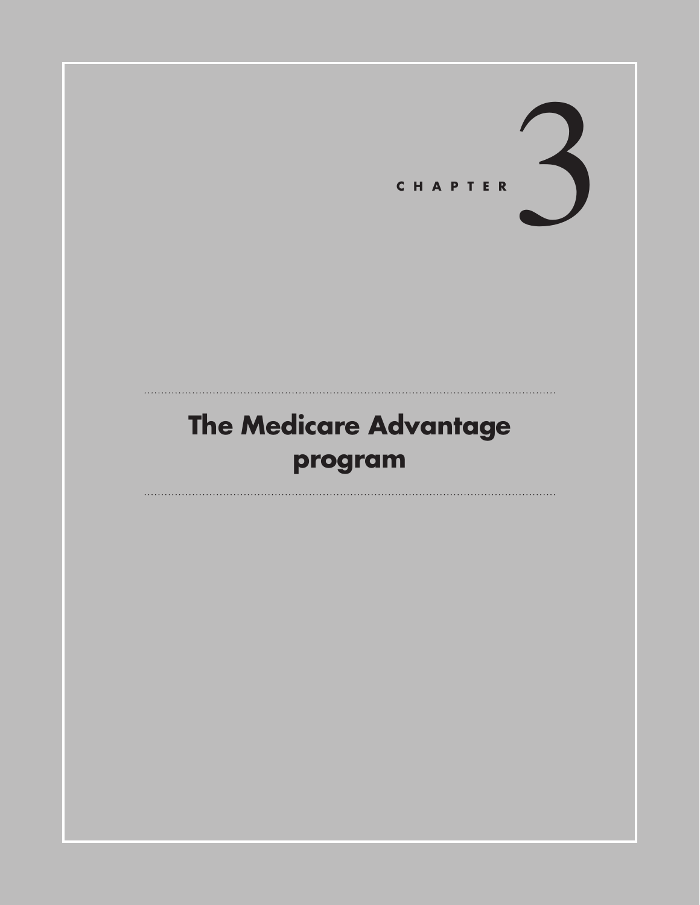CHAPTER 3

# The Medicare Advantage program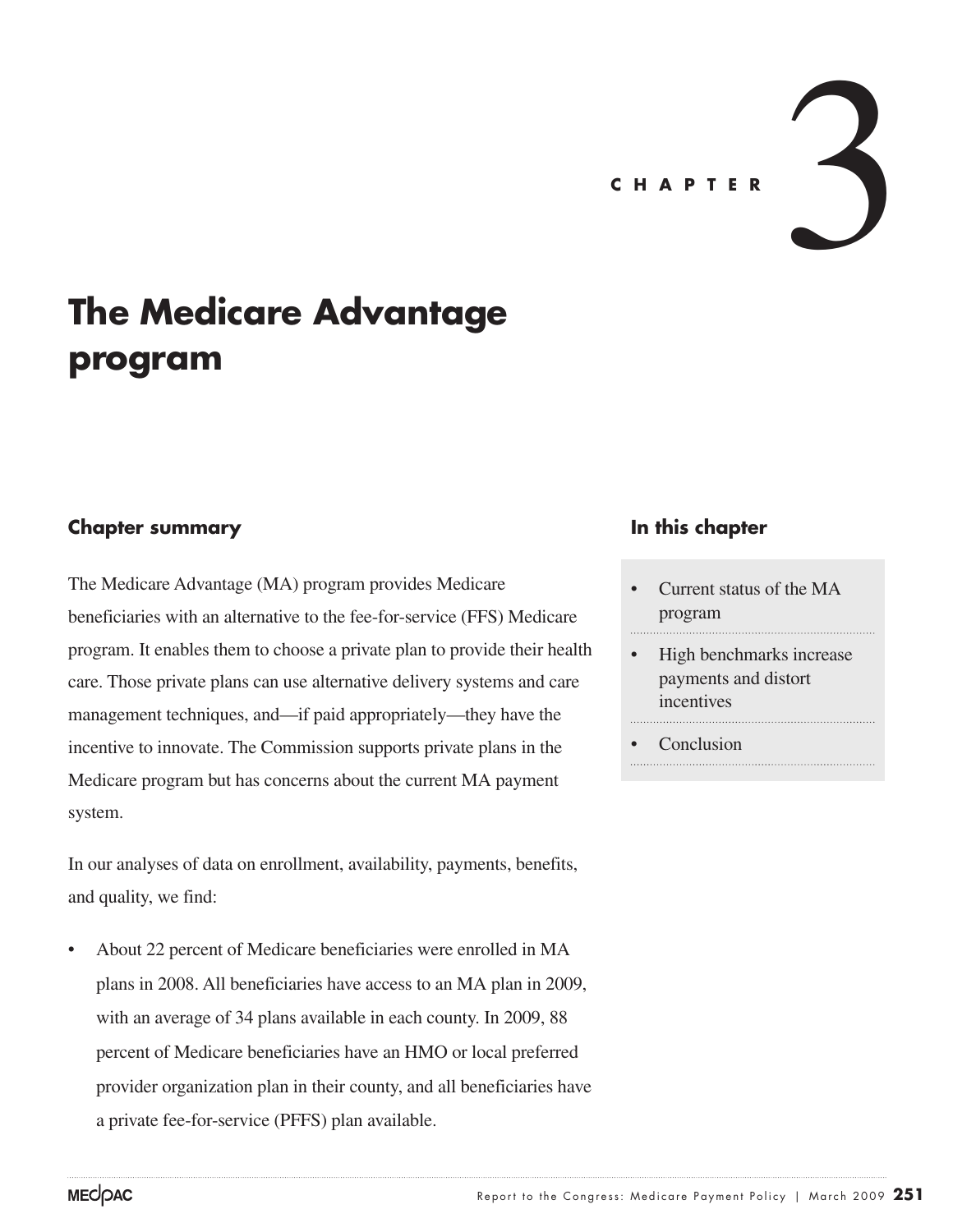CHAPTER 3

# The Medicare Advantage program

## Chapter summary

The Medicare Advantage (MA) program provides Medicare beneficiaries with an alternative to the fee-for-service (FFS) Medicare program. It enables them to choose a private plan to provide their health care. Those private plans can use alternative delivery systems and care management techniques, and—if paid appropriately—they have the incentive to innovate. The Commission supports private plans in the Medicare program but has concerns about the current MA payment system.

In our analyses of data on enrollment, availability, payments, benefits, and quality, we find:

- About 22 percent of Medicare beneficiaries were enrolled in MA plans in 2008. All beneficiaries have access to an MA plan in 2009, with an average of 34 plans available in each county. In 2009, 88 percent of Medicare beneficiaries have an HMO or local preferred provider organization plan in their county, and all beneficiaries have a private fee-for-service (PFFS) plan available.

## In this chapter

- Current status of the MA program
- High benchmarks increase payments and distort incentives
- Conclusion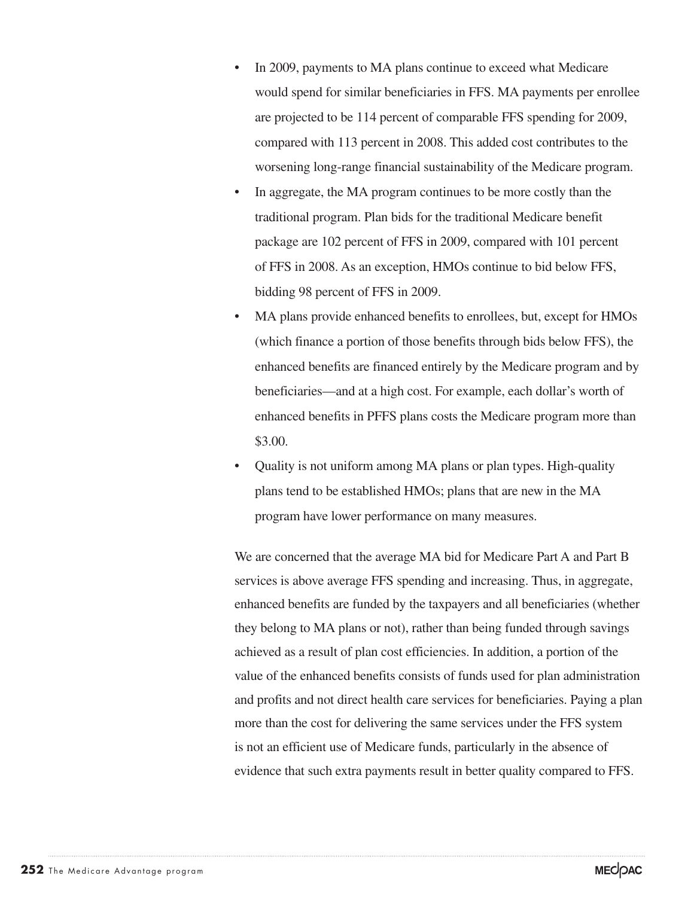- In 2009, payments to MA plans continue to exceed what Medicare would spend for similar beneficiaries in FFS. MA payments per enrollee are projected to be 114 percent of comparable FFS spending for 2009, compared with 113 percent in 2008. This added cost contributes to the worsening long-range financial sustainability of the Medicare program.
- In aggregate, the MA program continues to be more costly than the traditional program. Plan bids for the traditional Medicare benefit package are 102 percent of FFS in 2009, compared with 101 percent of FFS in 2008. As an exception, HMOs continue to bid below FFS, bidding 98 percent of FFS in 2009.
- MA plans provide enhanced benefits to enrollees, but, except for HMOs (which finance a portion of those benefits through bids below FFS), the enhanced benefits are financed entirely by the Medicare program and by beneficiaries—and at a high cost. For example, each dollar's worth of enhanced benefits in PFFS plans costs the Medicare program more than $3.00.
- Quality is not uniform among MA plans or plan types. High-quality plans tend to be established HMOs; plans that are new in the MA program have lower performance on many measures.

We are concerned that the average MA bid for Medicare Part A and Part B services is above average FFS spending and increasing. Thus, in aggregate, enhanced benefits are funded by the taxpayers and all beneficiaries (whether they belong to MA plans or not), rather than being funded through savings achieved as a result of plan cost efficiencies. In addition, a portion of the value of the enhanced benefits consists of funds used for plan administration and profits and not direct health care services for beneficiaries. Paying a plan more than the cost for delivering the same services under the FFS system is not an efficient use of Medicare funds, particularly in the absence of evidence that such extra payments result in better quality compared to FFS.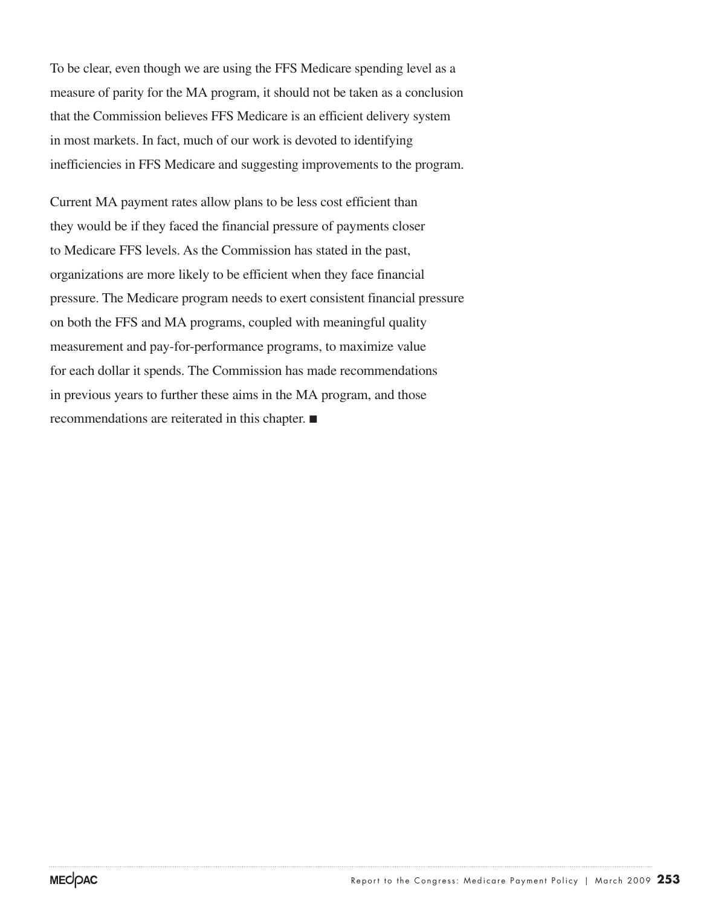To be clear, even though we are using the FFS Medicare spending level as a measure of parity for the MA program, it should not be taken as a conclusion that the Commission believes FFS Medicare is an efficient delivery system in most markets. In fact, much of our work is devoted to identifying inefficiencies in FFS Medicare and suggesting improvements to the program.

Current MA payment rates allow plans to be less cost efficient than they would be if they faced the financial pressure of payments closer to Medicare FFS levels. As the Commission has stated in the past, organizations are more likely to be efficient when they face financial pressure. The Medicare program needs to exert consistent financial pressure on both the FFS and MA programs, coupled with meaningful quality measurement and pay-for-performance programs, to maximize value for each dollar it spends. The Commission has made recommendations in previous years to further these aims in the MA program, and those recommendations are reiterated in this chapter. ■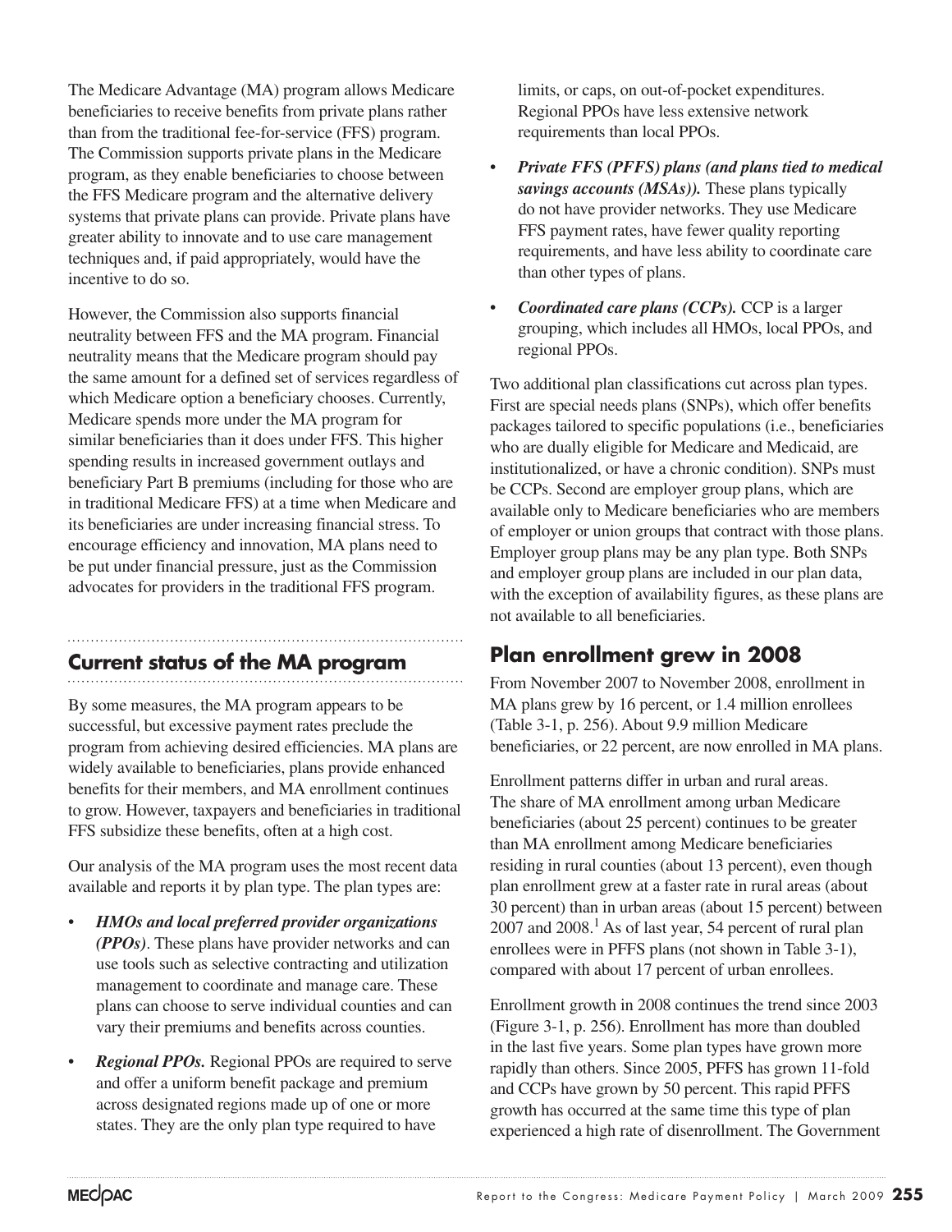The Medicare Advantage (MA) program allows Medicare beneficiaries to receive benefits from private plans rather than from the traditional fee-for-service (FFS) program. The Commission supports private plans in the Medicare program, as they enable beneficiaries to choose between the FFS Medicare program and the alternative delivery systems that private plans can provide. Private plans have greater ability to innovate and to use care management techniques and, if paid appropriately, would have the incentive to do so.

However, the Commission also supports financial neutrality between FFS and the MA program. Financial neutrality means that the Medicare program should pay the same amount for a defined set of services regardless of which Medicare option a beneficiary chooses. Currently, Medicare spends more under the MA program for similar beneficiaries than it does under FFS. This higher spending results in increased government outlays and beneficiary Part B premiums (including for those who are in traditional Medicare FFS) at a time when Medicare and its beneficiaries are under increasing financial stress. To encourage efficiency and innovation, MA plans need to be put under financial pressure, just as the Commission advocates for providers in the traditional FFS program.

## Current status of the MA program

By some measures, the MA program appears to be successful, but excessive payment rates preclude the program from achieving desired efficiencies. MA plans are widely available to beneficiaries, plans provide enhanced benefits for their members, and MA enrollment continues to grow. However, taxpayers and beneficiaries in traditional FFS subsidize these benefits, often at a high cost.

Our analysis of the MA program uses the most recent data available and reports it by plan type. The plan types are:

- ***HMOs and local preferred provider organizations (PPOs)***. These plans have provider networks and can use tools such as selective contracting and utilization management to coordinate and manage care. These plans can choose to serve individual counties and can vary their premiums and benefits across counties.
- ***Regional PPOs.*** Regional PPOs are required to serve and offer a uniform benefit package and premium across designated regions made up of one or more states. They are the only plan type required to have limits, or caps, on out-of-pocket expenditures. Regional PPOs have less extensive network requirements than local PPOs.
- ***Private FFS (PFFS) plans (and plans tied to medical savings accounts (MSAs)).*** These plans typically do not have provider networks. They use Medicare FFS payment rates, have fewer quality reporting requirements, and have less ability to coordinate care than other types of plans.
- ***Coordinated care plans (CCPs).*** CCP is a larger grouping, which includes all HMOs, local PPOs, and regional PPOs.

Two additional plan classifications cut across plan types. First are special needs plans (SNPs), which offer benefits packages tailored to specific populations (i.e., beneficiaries who are dually eligible for Medicare and Medicaid, are institutionalized, or have a chronic condition). SNPs must be CCPs. Second are employer group plans, which are available only to Medicare beneficiaries who are members of employer or union groups that contract with those plans. Employer group plans may be any plan type. Both SNPs and employer group plans are included in our plan data, with the exception of availability figures, as these plans are not available to all beneficiaries.

## Plan enrollment grew in 2008

From November 2007 to November 2008, enrollment in MA plans grew by 16 percent, or 1.4 million enrollees (Table 3-1, p. 256). About 9.9 million Medicare beneficiaries, or 22 percent, are now enrolled in MA plans.

Enrollment patterns differ in urban and rural areas. The share of MA enrollment among urban Medicare beneficiaries (about 25 percent) continues to be greater than MA enrollment among Medicare beneficiaries residing in rural counties (about 13 percent), even though plan enrollment grew at a faster rate in rural areas (about 30 percent) than in urban areas (about 15 percent) between 2007 and 2008.[1] As of last year, 54 percent of rural plan enrollees were in PFFS plans (not shown in Table 3-1), compared with about 17 percent of urban enrollees.

Enrollment growth in 2008 continues the trend since 2003 (Figure 3-1, p. 256). Enrollment has more than doubled in the last five years. Some plan types have grown more rapidly than others. Since 2005, PFFS has grown 11-fold and CCPs have grown by 50 percent. This rapid PFFS growth has occurred at the same time this type of plan experienced a high rate of disenrollment. The Government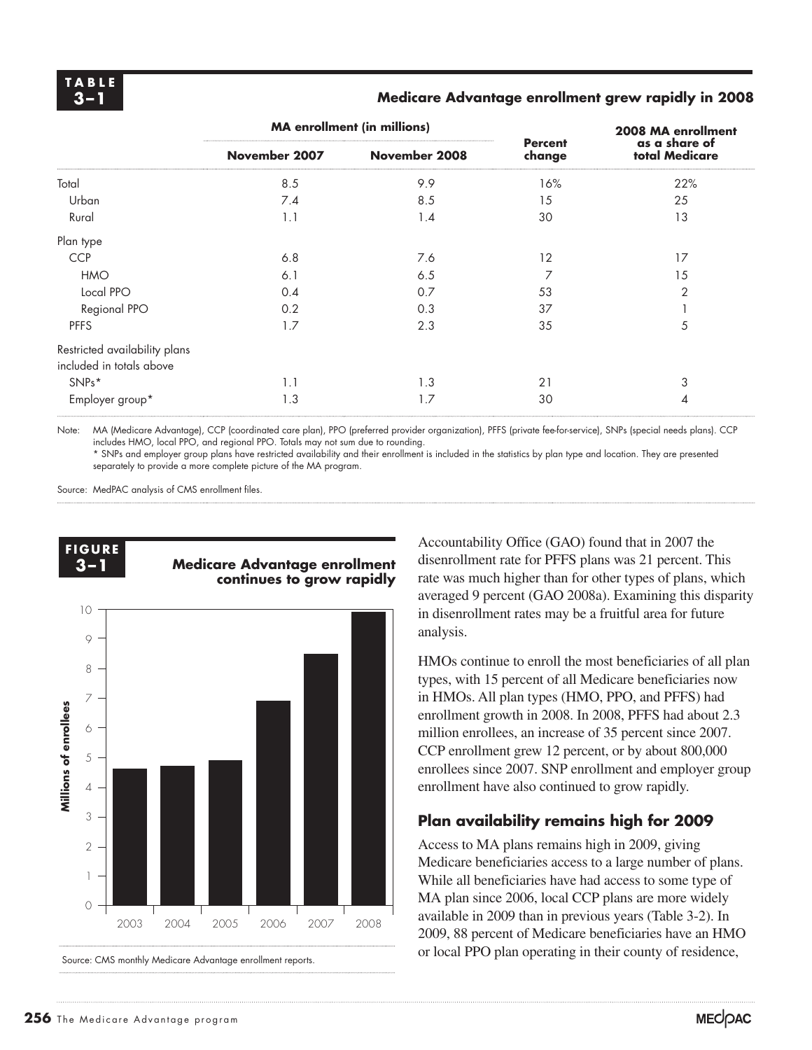**TABLE 3–1**

**Medicare Advantage enrollment grew rapidly in 2008**

| | MA enrollment (in millions) | | Percent change | 2008 MA enrollment as a share of total Medicare |
|---|---|---|---|---|
| | November 2007 | November 2008 | | |
| Total | 8.5 | 9.9 | 16% | 22% |
| Urban | 7.4 | 8.5 | 15 | 25 |
| Rural | 1.1 | 1.4 | 30 | 13 |
| Plan type | | | | |
| CCP | 6.8 | 7.6 | 12 | 17 |
| HMO | 6.1 | 6.5 | 7 | 15 |
| Local PPO | 0.4 | 0.7 | 53 | 2 |
| Regional PPO | 0.2 | 0.3 | 37 | 1 |
| PFFS | 1.7 | 2.3 | 35 | 5 |
| Restricted availability plans included in totals above | | | | |
| SNPs* | 1.1 | 1.3 | 21 | 3 |
| Employer group* | 1.3 | 1.7 | 30 | 4 |

Note: MA (Medicare Advantage), CCP (coordinated care plan), PPO (preferred provider organization), PFFS (private fee-for-service), SNPs (special needs plans). CCP includes HMO, local PPO, and regional PPO. Totals may not sum due to rounding.
* SNPs and employer group plans have restricted availability and their enrollment is included in the statistics by plan type and location. They are presented separately to provide a more complete picture of the MA program.

Source: MedPAC analysis of CMS enrollment files.

**FIGURE 3–1**

**Medicare Advantage enrollment continues to grow rapidly**

Millions of enrollees

0
1
2
3
4
5
6
7
8
9
10

2003
2004
2005
2006
2007
2008

Source: CMS monthly Medicare Advantage enrollment reports.

Accountability Office (GAO) found that in 2007 the disenrollment rate for PFFS plans was 21 percent. This rate was much higher than for other types of plans, which averaged 9 percent (GAO 2008a). Examining this disparity in disenrollment rates may be a fruitful area for future analysis.

HMOs continue to enroll the most beneficiaries of all plan types, with 15 percent of all Medicare beneficiaries now in HMOs. All plan types (HMO, PPO, and PFFS) had enrollment growth in 2008. In 2008, PFFS had about 2.3 million enrollees, an increase of 35 percent since 2007. CCP enrollment grew 12 percent, or by about 800,000 enrollees since 2007. SNP enrollment and employer group enrollment have also continued to grow rapidly.

## Plan availability remains high for 2009

Access to MA plans remains high in 2009, giving Medicare beneficiaries access to a large number of plans. While all beneficiaries have had access to some type of MA plan since 2006, local CCP plans are more widely available in 2009 than in previous years (Table 3-2). In 2009, 88 percent of Medicare beneficiaries have an HMO or local PPO plan operating in their county of residence,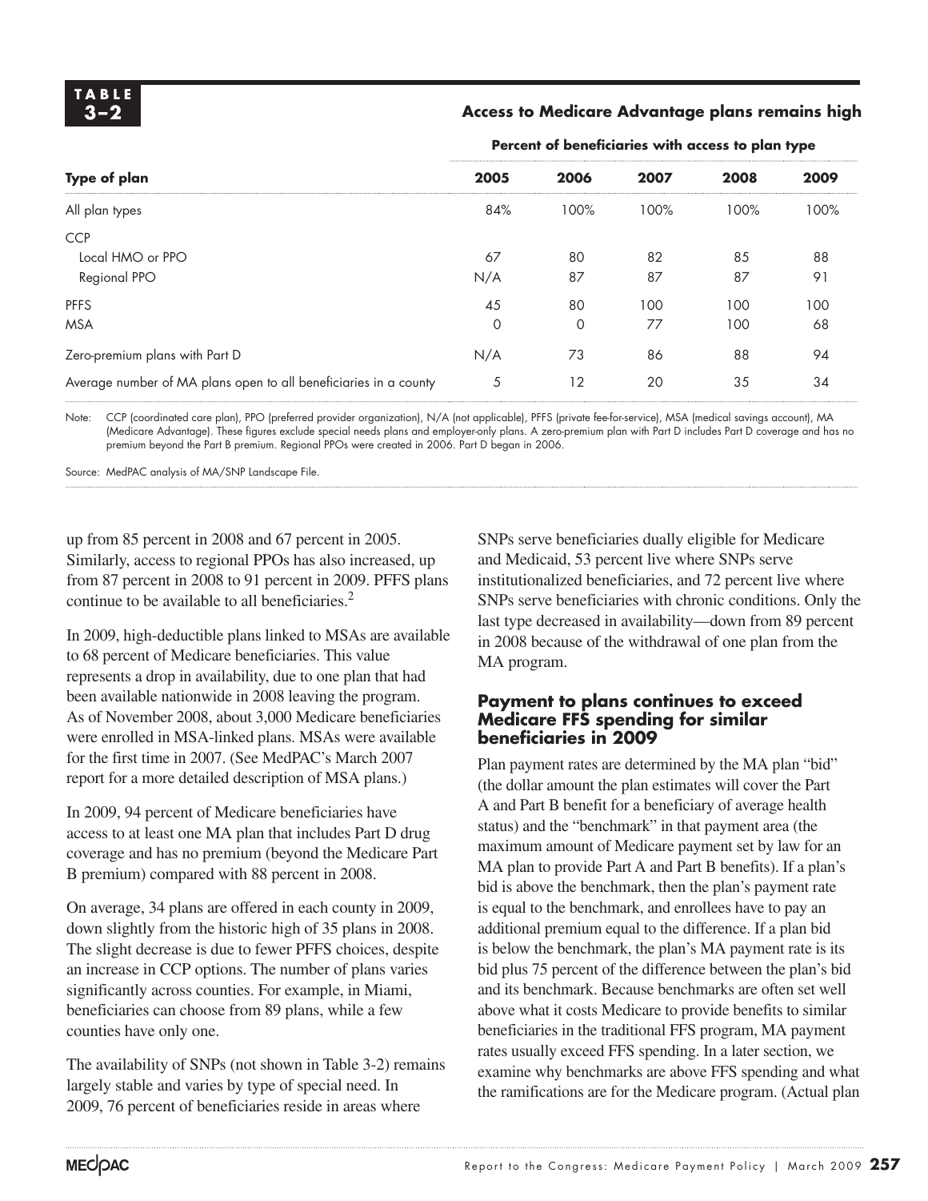**TABLE 3–2**

**Access to Medicare Advantage plans remains high**

| | Percent of beneficiaries with access to plan type | | | | |
|---|---|---|---|---|---|
| **Type of plan** | **2005** | **2006** | **2007** | **2008** | **2009** |
| All plan types | 84% | 100% | 100% | 100% | 100% |
| CCP | | | | | |
| Local HMO or PPO | 67 | 80 | 82 | 85 | 88 |
| Regional PPO | N/A | 87 | 87 | 87 | 91 |
| PFFS | 45 | 80 | 100 | 100 | 100 |
| MSA | 0 | 0 | 77 | 100 | 68 |
| Zero-premium plans with Part D | N/A | 73 | 86 | 88 | 94 |
| Average number of MA plans open to all beneficiaries in a county | 5 | 12 | 20 | 35 | 34 |

Note: CCP (coordinated care plan), PPO (preferred provider organization), N/A (not applicable), PFFS (private fee-for-service), MSA (medical savings account), MA (Medicare Advantage). These figures exclude special needs plans and employer-only plans. A zero-premium plan with Part D includes Part D coverage and has no premium beyond the Part B premium. Regional PPOs were created in 2006. Part D began in 2006.

Source: MedPAC analysis of MA/SNP Landscape File.

up from 85 percent in 2008 and 67 percent in 2005. Similarly, access to regional PPOs has also increased, up from 87 percent in 2008 to 91 percent in 2009. PFFS plans continue to be available to all beneficiaries.[2]

In 2009, high-deductible plans linked to MSAs are available to 68 percent of Medicare beneficiaries. This value represents a drop in availability, due to one plan that had been available nationwide in 2008 leaving the program. As of November 2008, about 3,000 Medicare beneficiaries were enrolled in MSA-linked plans. MSAs were available for the first time in 2007. (See MedPAC's March 2007 report for a more detailed description of MSA plans.)

In 2009, 94 percent of Medicare beneficiaries have access to at least one MA plan that includes Part D drug coverage and has no premium (beyond the Medicare Part B premium) compared with 88 percent in 2008.

On average, 34 plans are offered in each county in 2009, down slightly from the historic high of 35 plans in 2008. The slight decrease is due to fewer PFFS choices, despite an increase in CCP options. The number of plans varies significantly across counties. For example, in Miami, beneficiaries can choose from 89 plans, while a few counties have only one.

The availability of SNPs (not shown in Table 3-2) remains largely stable and varies by type of special need. In 2009, 76 percent of beneficiaries reside in areas where SNPs serve beneficiaries dually eligible for Medicare and Medicaid, 53 percent live where SNPs serve institutionalized beneficiaries, and 72 percent live where SNPs serve beneficiaries with chronic conditions. Only the last type decreased in availability—down from 89 percent in 2008 because of the withdrawal of one plan from the MA program.

### Payment to plans continues to exceed Medicare FFS spending for similar beneficiaries in 2009

Plan payment rates are determined by the MA plan "bid" (the dollar amount the plan estimates will cover the Part A and Part B benefit for a beneficiary of average health status) and the "benchmark" in that payment area (the maximum amount of Medicare payment set by law for an MA plan to provide Part A and Part B benefits). If a plan's bid is above the benchmark, then the plan's payment rate is equal to the benchmark, and enrollees have to pay an additional premium equal to the difference. If a plan bid is below the benchmark, the plan's MA payment rate is its bid plus 75 percent of the difference between the plan's bid and its benchmark. Because benchmarks are often set well above what it costs Medicare to provide benefits to similar beneficiaries in the traditional FFS program, MA payment rates usually exceed FFS spending. In a later section, we examine why benchmarks are above FFS spending and what the ramifications are for the Medicare program. (Actual plan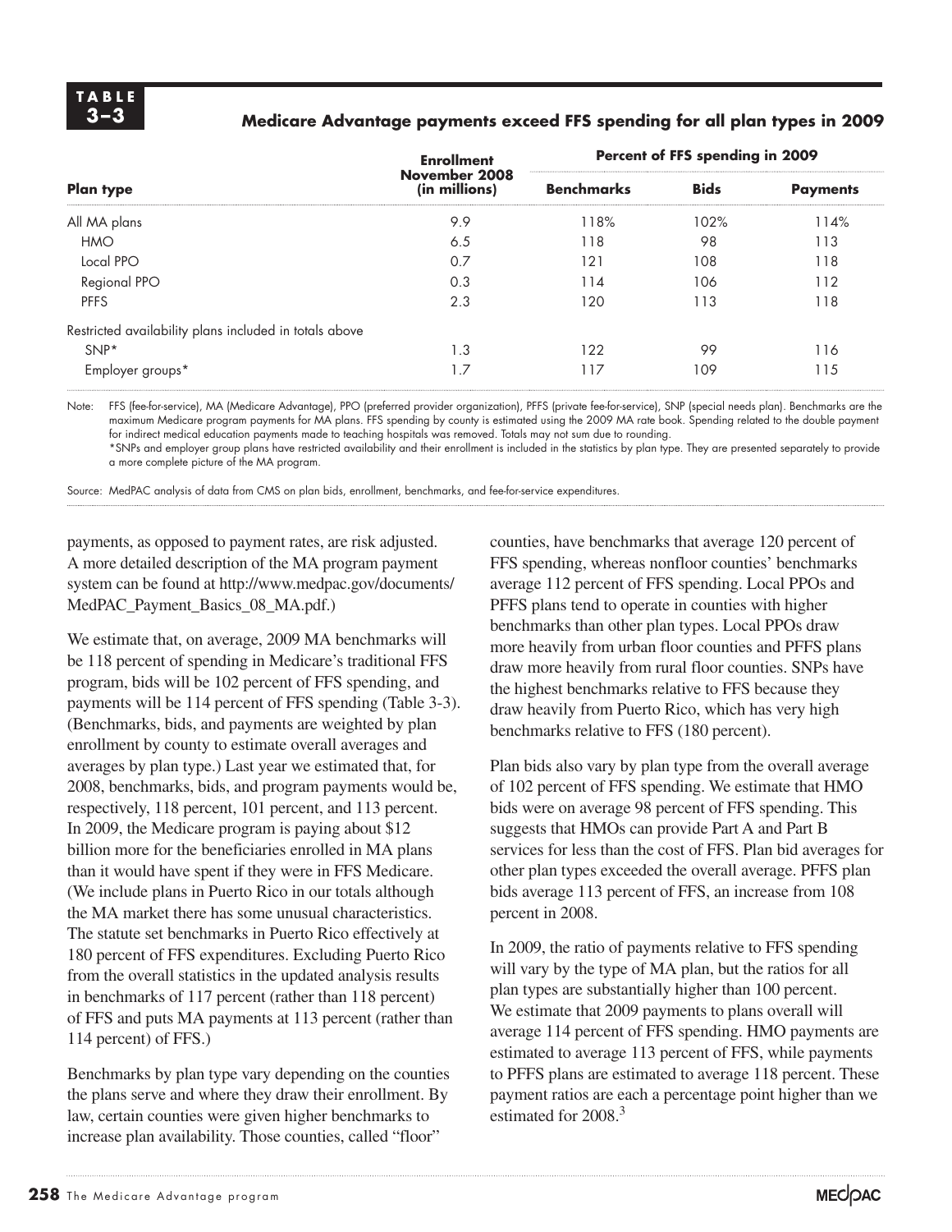**TABLE 3–3**

**Medicare Advantage payments exceed FFS spending for all plan types in 2009**

| Plan type | Enrollment November 2008 (in millions) | Percent of FFS spending in 2009 | | |
|---|---|---|---|---|
| | | **Benchmarks** | **Bids** | **Payments** |
| All MA plans | 9.9 | 118% | 102% | 114% |
| HMO | 6.5 | 118 | 98 | 113 |
| Local PPO | 0.7 | 121 | 108 | 118 |
| Regional PPO | 0.3 | 114 | 106 | 112 |
| PFFS | 2.3 | 120 | 113 | 118 |
| Restricted availability plans included in totals above | | | | |
| SNP* | 1.3 | 122 | 99 | 116 |
| Employer groups* | 1.7 | 117 | 109 | 115 |

Note: FFS (fee-for-service), MA (Medicare Advantage), PPO (preferred provider organization), PFFS (private fee-for-service), SNP (special needs plan). Benchmarks are the maximum Medicare program payments for MA plans. FFS spending by county is estimated using the 2009 MA rate book. Spending related to the double payment for indirect medical education payments made to teaching hospitals was removed. Totals may not sum due to rounding.
*SNPs and employer group plans have restricted availability and their enrollment is included in the statistics by plan type. They are presented separately to provide a more complete picture of the MA program.

Source: MedPAC analysis of data from CMS on plan bids, enrollment, benchmarks, and fee-for-service expenditures.

payments, as opposed to payment rates, are risk adjusted. A more detailed description of the MA program payment system can be found at http://www.medpac.gov/documents/MedPAC_Payment_Basics_08_MA.pdf.)

We estimate that, on average, 2009 MA benchmarks will be 118 percent of spending in Medicare's traditional FFS program, bids will be 102 percent of FFS spending, and payments will be 114 percent of FFS spending (Table 3-3). (Benchmarks, bids, and payments are weighted by plan enrollment by county to estimate overall averages and averages by plan type.) Last year we estimated that, for 2008, benchmarks, bids, and program payments would be, respectively, 118 percent, 101 percent, and 113 percent. In 2009, the Medicare program is paying about $12 billion more for the beneficiaries enrolled in MA plans than it would have spent if they were in FFS Medicare. (We include plans in Puerto Rico in our totals although the MA market there has some unusual characteristics. The statute set benchmarks in Puerto Rico effectively at 180 percent of FFS expenditures. Excluding Puerto Rico from the overall statistics in the updated analysis results in benchmarks of 117 percent (rather than 118 percent) of FFS and puts MA payments at 113 percent (rather than 114 percent) of FFS.)

Benchmarks by plan type vary depending on the counties the plans serve and where they draw their enrollment. By law, certain counties were given higher benchmarks to increase plan availability. Those counties, called "floor" counties, have benchmarks that average 120 percent of FFS spending, whereas nonfloor counties' benchmarks average 112 percent of FFS spending. Local PPOs and PFFS plans tend to operate in counties with higher benchmarks than other plan types. Local PPOs draw more heavily from urban floor counties and PFFS plans draw more heavily from rural floor counties. SNPs have the highest benchmarks relative to FFS because they draw heavily from Puerto Rico, which has very high benchmarks relative to FFS (180 percent).

Plan bids also vary by plan type from the overall average of 102 percent of FFS spending. We estimate that HMO bids were on average 98 percent of FFS spending. This suggests that HMOs can provide Part A and Part B services for less than the cost of FFS. Plan bid averages for other plan types exceeded the overall average. PFFS plan bids average 113 percent of FFS, an increase from 108 percent in 2008.

In 2009, the ratio of payments relative to FFS spending will vary by the type of MA plan, but the ratios for all plan types are substantially higher than 100 percent. We estimate that 2009 payments to plans overall will average 114 percent of FFS spending. HMO payments are estimated to average 113 percent of FFS, while payments to PFFS plans are estimated to average 118 percent. These payment ratios are each a percentage point higher than we estimated for 2008.[3]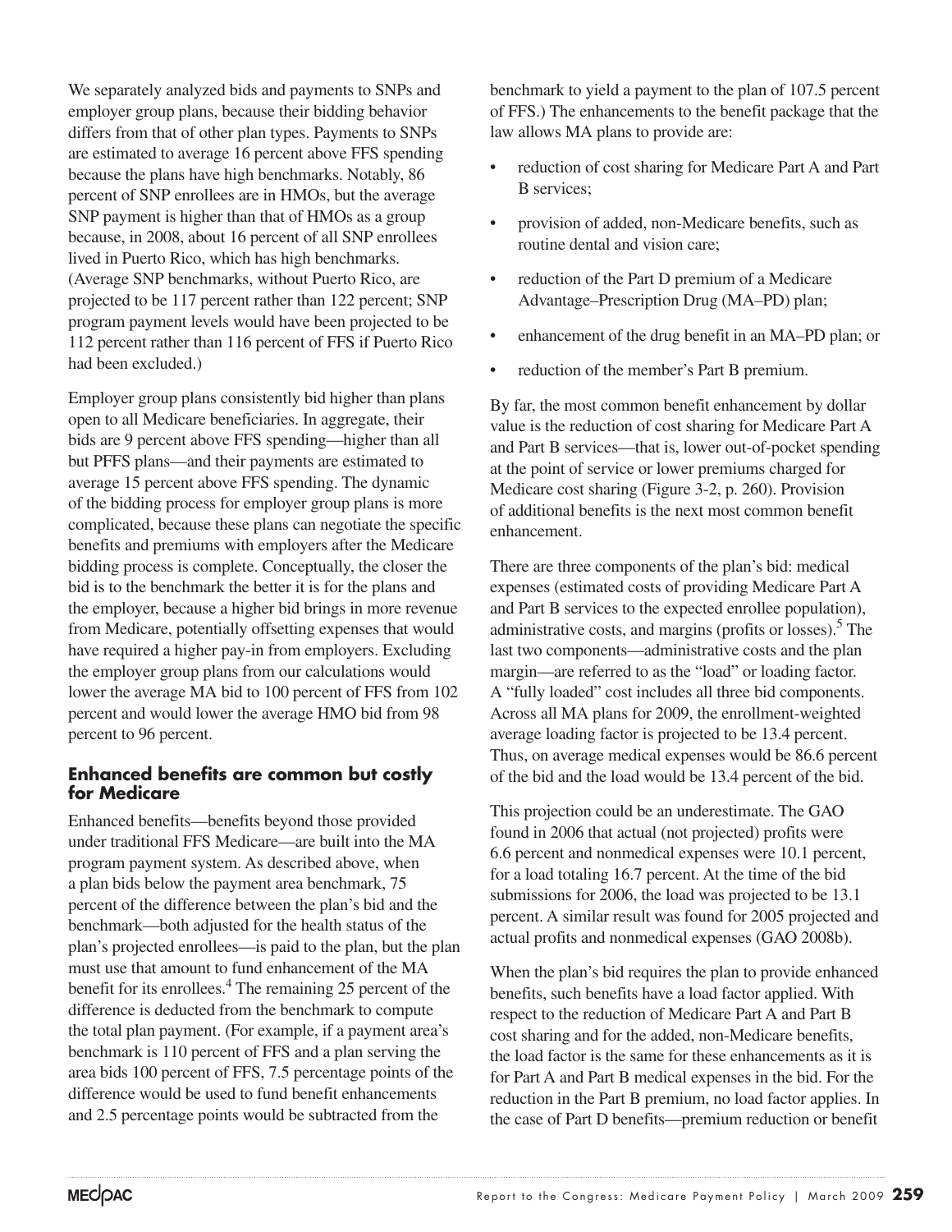We separately analyzed bids and payments to SNPs and employer group plans, because their bidding behavior differs from that of other plan types. Payments to SNPs are estimated to average 16 percent above FFS spending because the plans have high benchmarks. Notably, 86 percent of SNP enrollees are in HMOs, but the average SNP payment is higher than that of HMOs as a group because, in 2008, about 16 percent of all SNP enrollees lived in Puerto Rico, which has high benchmarks. (Average SNP benchmarks, without Puerto Rico, are projected to be 117 percent rather than 122 percent; SNP program payment levels would have been projected to be 112 percent rather than 116 percent of FFS if Puerto Rico had been excluded.)

Employer group plans consistently bid higher than plans open to all Medicare beneficiaries. In aggregate, their bids are 9 percent above FFS spending—higher than all but PFFS plans—and their payments are estimated to average 15 percent above FFS spending. The dynamic of the bidding process for employer group plans is more complicated, because these plans can negotiate the specific benefits and premiums with employers after the Medicare bidding process is complete. Conceptually, the closer the bid is to the benchmark the better it is for the plans and the employer, because a higher bid brings in more revenue from Medicare, potentially offsetting expenses that would have required a higher pay-in from employers. Excluding the employer group plans from our calculations would lower the average MA bid to 100 percent of FFS from 102 percent and would lower the average HMO bid from 98 percent to 96 percent.

### Enhanced benefits are common but costly for Medicare

Enhanced benefits—benefits beyond those provided under traditional FFS Medicare—are built into the MA program payment system. As described above, when a plan bids below the payment area benchmark, 75 percent of the difference between the plan's bid and the benchmark—both adjusted for the health status of the plan's projected enrollees—is paid to the plan, but the plan must use that amount to fund enhancement of the MA benefit for its enrollees.[4] The remaining 25 percent of the difference is deducted from the benchmark to compute the total plan payment. (For example, if a payment area's benchmark is 110 percent of FFS and a plan serving the area bids 100 percent of FFS, 7.5 percentage points of the difference would be used to fund benefit enhancements and 2.5 percentage points would be subtracted from the benchmark to yield a payment to the plan of 107.5 percent of FFS.) The enhancements to the benefit package that the law allows MA plans to provide are:

- reduction of cost sharing for Medicare Part A and Part B services;
- provision of added, non-Medicare benefits, such as routine dental and vision care;
- reduction of the Part D premium of a Medicare Advantage–Prescription Drug (MA–PD) plan;
- enhancement of the drug benefit in an MA–PD plan; or
- reduction of the member's Part B premium.

By far, the most common benefit enhancement by dollar value is the reduction of cost sharing for Medicare Part A and Part B services—that is, lower out-of-pocket spending at the point of service or lower premiums charged for Medicare cost sharing (Figure 3-2, p. 260). Provision of additional benefits is the next most common benefit enhancement.

There are three components of the plan's bid: medical expenses (estimated costs of providing Medicare Part A and Part B services to the expected enrollee population), administrative costs, and margins (profits or losses).[5] The last two components—administrative costs and the plan margin—are referred to as the "load" or loading factor. A "fully loaded" cost includes all three bid components. Across all MA plans for 2009, the enrollment-weighted average loading factor is projected to be 13.4 percent. Thus, on average medical expenses would be 86.6 percent of the bid and the load would be 13.4 percent of the bid.

This projection could be an underestimate. The GAO found in 2006 that actual (not projected) profits were 6.6 percent and nonmedical expenses were 10.1 percent, for a load totaling 16.7 percent. At the time of the bid submissions for 2006, the load was projected to be 13.1 percent. A similar result was found for 2005 projected and actual profits and nonmedical expenses (GAO 2008b).

When the plan's bid requires the plan to provide enhanced benefits, such benefits have a load factor applied. With respect to the reduction of Medicare Part A and Part B cost sharing and for the added, non-Medicare benefits, the load factor is the same for these enhancements as it is for Part A and Part B medical expenses in the bid. For the reduction in the Part B premium, no load factor applies. In the case of Part D benefits—premium reduction or benefit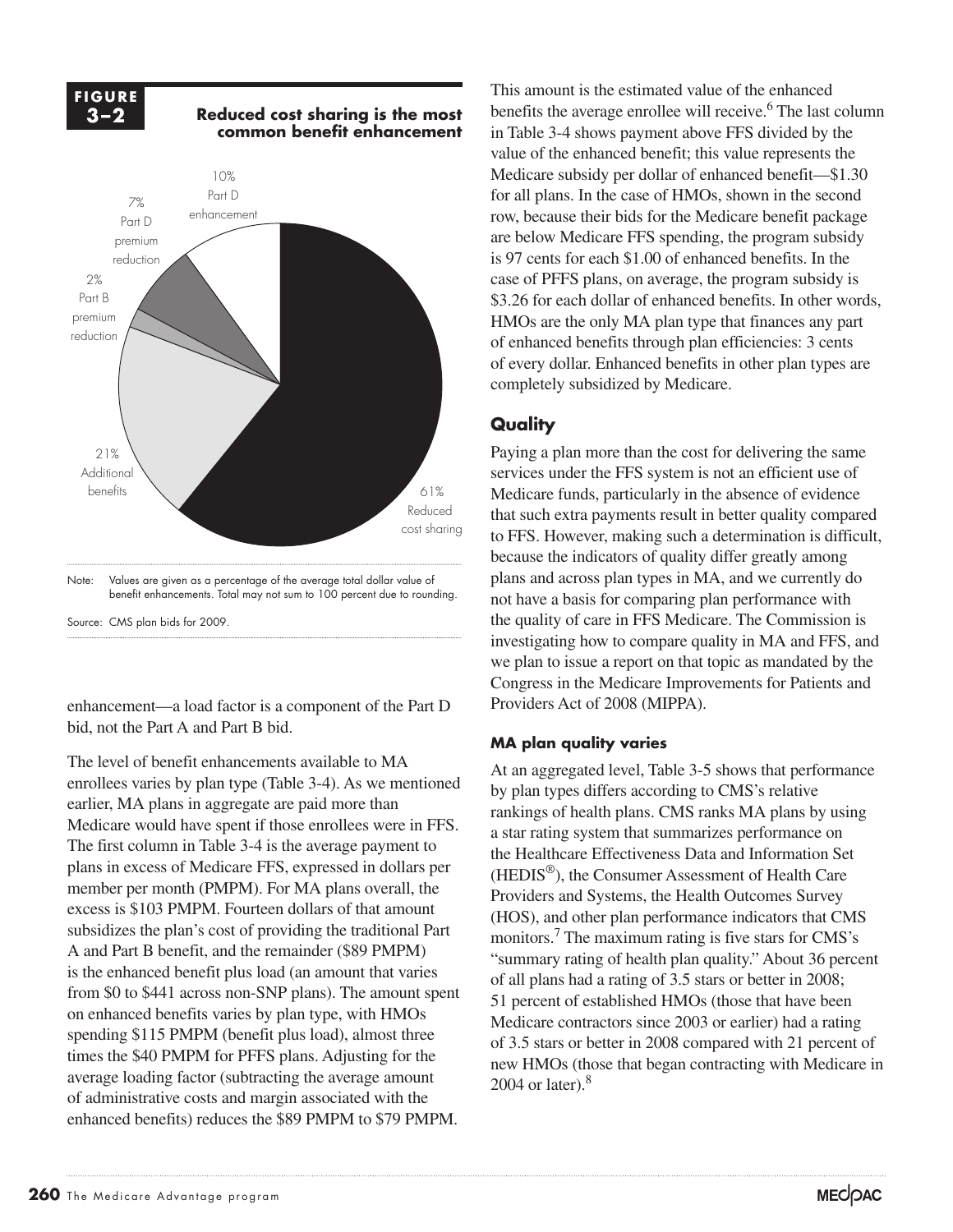**FIGURE 3–2**

**Reduced cost sharing is the most common benefit enhancement**

10%
Part D
enhancement

7%
Part D
premium
reduction

2%
Part B
premium
reduction

21%
Additional
benefits

61%
Reduced
cost sharing

Note: Values are given as a percentage of the average total dollar value of benefit enhancements. Total may not sum to 100 percent due to rounding.

Source: CMS plan bids for 2009.

enhancement—a load factor is a component of the Part D bid, not the Part A and Part B bid.

The level of benefit enhancements available to MA enrollees varies by plan type (Table 3-4). As we mentioned earlier, MA plans in aggregate are paid more than Medicare would have spent if those enrollees were in FFS. The first column in Table 3-4 is the average payment to plans in excess of Medicare FFS, expressed in dollars per member per month (PMPM). For MA plans overall, the excess is $103 PMPM. Fourteen dollars of that amount subsidizes the plan's cost of providing the traditional Part A and Part B benefit, and the remainder ($89 PMPM) is the enhanced benefit plus load (an amount that varies from $0 to $441 across non-SNP plans). The amount spent on enhanced benefits varies by plan type, with HMOs spending $115 PMPM (benefit plus load), almost three times the $40 PMPM for PFFS plans. Adjusting for the average loading factor (subtracting the average amount of administrative costs and margin associated with the enhanced benefits) reduces the $89 PMPM to $79 PMPM. This amount is the estimated value of the enhanced benefits the average enrollee will receive.[6] The last column in Table 3-4 shows payment above FFS divided by the value of the enhanced benefit; this value represents the Medicare subsidy per dollar of enhanced benefit—$1.30 for all plans. In the case of HMOs, shown in the second row, because their bids for the Medicare benefit package are below Medicare FFS spending, the program subsidy is 97 cents for each $1.00 of enhanced benefits. In the case of PFFS plans, on average, the program subsidy is $3.26 for each dollar of enhanced benefits. In other words, HMOs are the only MA plan type that finances any part of enhanced benefits through plan efficiencies: 3 cents of every dollar. Enhanced benefits in other plan types are completely subsidized by Medicare.

## Quality

Paying a plan more than the cost for delivering the same services under the FFS system is not an efficient use of Medicare funds, particularly in the absence of evidence that such extra payments result in better quality compared to FFS. However, making such a determination is difficult, because the indicators of quality differ greatly among plans and across plan types in MA, and we currently do not have a basis for comparing plan performance with the quality of care in FFS Medicare. The Commission is investigating how to compare quality in MA and FFS, and we plan to issue a report on that topic as mandated by the Congress in the Medicare Improvements for Patients and Providers Act of 2008 (MIPPA).

### MA plan quality varies

At an aggregated level, Table 3-5 shows that performance by plan types differs according to CMS's relative rankings of health plans. CMS ranks MA plans by using a star rating system that summarizes performance on the Healthcare Effectiveness Data and Information Set (HEDIS®), the Consumer Assessment of Health Care Providers and Systems, the Health Outcomes Survey (HOS), and other plan performance indicators that CMS monitors.[7] The maximum rating is five stars for CMS's "summary rating of health plan quality." About 36 percent of all plans had a rating of 3.5 stars or better in 2008; 51 percent of established HMOs (those that have been Medicare contractors since 2003 or earlier) had a rating of 3.5 stars or better in 2008 compared with 21 percent of new HMOs (those that began contracting with Medicare in 2004 or later).[8]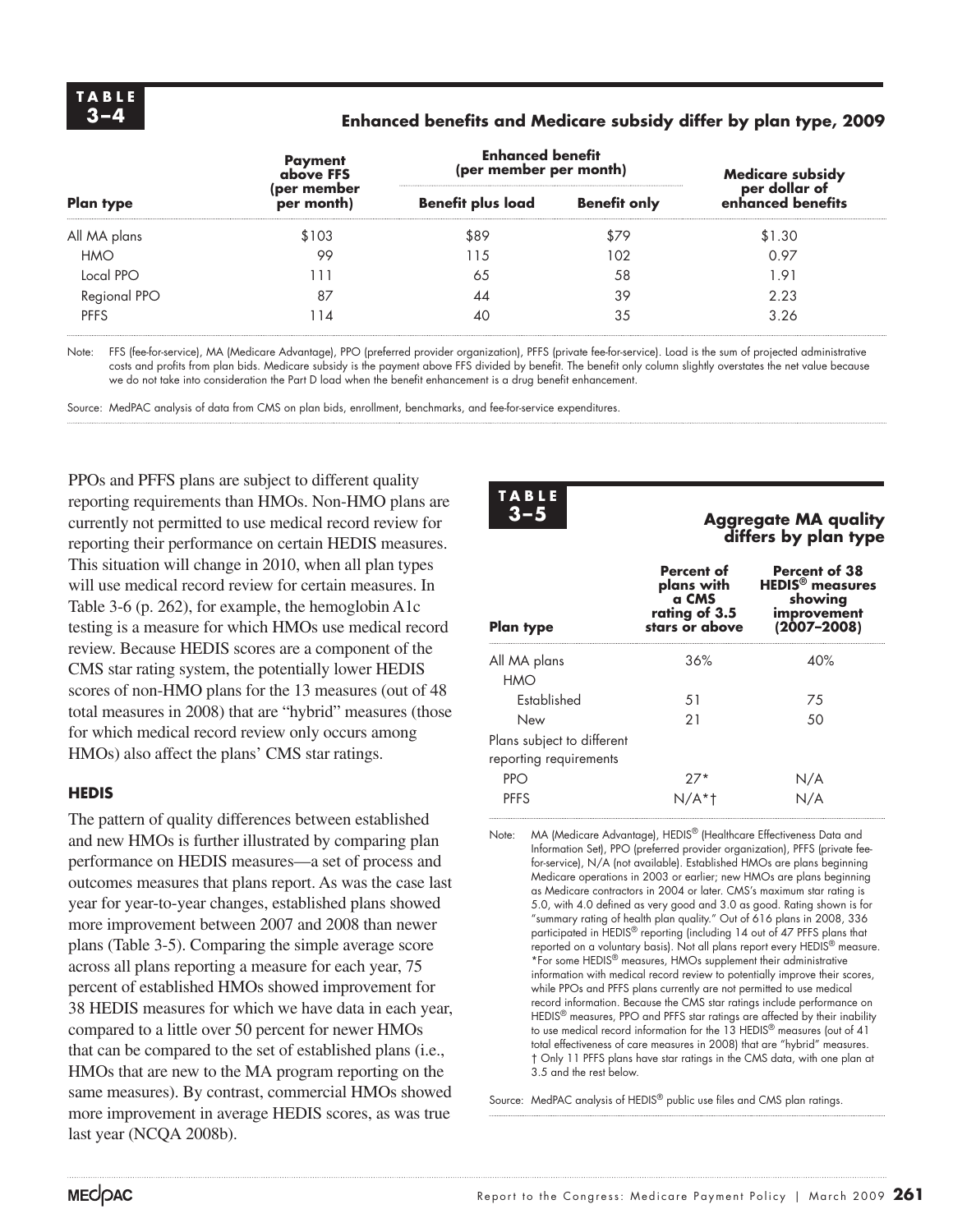**TABLE 3–4**

**Enhanced benefits and Medicare subsidy differ by plan type, 2009**

| Plan type | Payment above FFS (per member per month) | Enhanced benefit (per member per month) | | Medicare subsidy per dollar of enhanced benefits |
|---|---|---|---|---|
| | | Benefit plus load | Benefit only | |
| All MA plans | $103 | $89 | $79 | $1.30 |
| HMO | 99 | 115 | 102 | 0.97 |
| Local PPO | 111 | 65 | 58 | 1.91 |
| Regional PPO | 87 | 44 | 39 | 2.23 |
| PFFS | 114 | 40 | 35 | 3.26 |

Note: FFS (fee-for-service), MA (Medicare Advantage), PPO (preferred provider organization), PFFS (private fee-for-service). Load is the sum of projected administrative costs and profits from plan bids. Medicare subsidy is the payment above FFS divided by benefit. The benefit only column slightly overstates the net value because we do not take into consideration the Part D load when the benefit enhancement is a drug benefit enhancement.

Source: MedPAC analysis of data from CMS on plan bids, enrollment, benchmarks, and fee-for-service expenditures.

PPOs and PFFS plans are subject to different quality reporting requirements than HMOs. Non-HMO plans are currently not permitted to use medical record review for reporting their performance on certain HEDIS measures. This situation will change in 2010, when all plan types will use medical record review for certain measures. In Table 3-6 (p. 262), for example, the hemoglobin A1c testing is a measure for which HMOs use medical record review. Because HEDIS scores are a component of the CMS star rating system, the potentially lower HEDIS scores of non-HMO plans for the 13 measures (out of 48 total measures in 2008) that are "hybrid" measures (those for which medical record review only occurs among HMOs) also affect the plans' CMS star ratings.

### HEDIS

The pattern of quality differences between established and new HMOs is further illustrated by comparing plan performance on HEDIS measures—a set of process and outcomes measures that plans report. As was the case last year for year-to-year changes, established plans showed more improvement between 2007 and 2008 than newer plans (Table 3-5). Comparing the simple average score across all plans reporting a measure for each year, 75 percent of established HMOs showed improvement for 38 HEDIS measures for which we have data in each year, compared to a little over 50 percent for newer HMOs that can be compared to the set of established plans (i.e., HMOs that are new to the MA program reporting on the same measures). By contrast, commercial HMOs showed more improvement in average HEDIS scores, as was true last year (NCQA 2008b).

**TABLE 3–5**

**Aggregate MA quality differs by plan type**

| Plan type | Percent of plans with a CMS rating of 3.5 stars or above | Percent of 38 HEDIS® measures showing improvement (2007–2008) |
|---|---|---|
| All MA plans | 36% | 40% |
| HMO | | |
| Established | 51 | 75 |
| New | 21 | 50 |
| Plans subject to different reporting requirements | | |
| PPO | 27* | N/A |
| PFFS | N/A*† | N/A |

Note: MA (Medicare Advantage), HEDIS® (Healthcare Effectiveness Data and Information Set), PPO (preferred provider organization), PFFS (private fee-for-service), N/A (not available). Established HMOs are plans beginning Medicare operations in 2003 or earlier; new HMOs are plans beginning as Medicare contractors in 2004 or later. CMS's maximum star rating is 5.0, with 4.0 defined as very good and 3.0 as good. Rating shown is for "summary rating of health plan quality." Out of 616 plans in 2008, 336 participated in HEDIS® reporting (including 14 out of 47 PFFS plans that reported on a voluntary basis). Not all plans report every HEDIS® measure.
*For some HEDIS® measures, HMOs supplement their administrative information with medical record review to potentially improve their scores, while PPOs and PFFS plans currently are not permitted to use medical record information. Because the CMS star ratings include performance on HEDIS® measures, PPO and PFFS star ratings are affected by their inability to use medical record information for the 13 HEDIS® measures (out of 41 total effectiveness of care measures in 2008) that are "hybrid" measures.
† Only 11 PFFS plans have star ratings in the CMS data, with one plan at 3.5 and the rest below.

Source: MedPAC analysis of HEDIS® public use files and CMS plan ratings.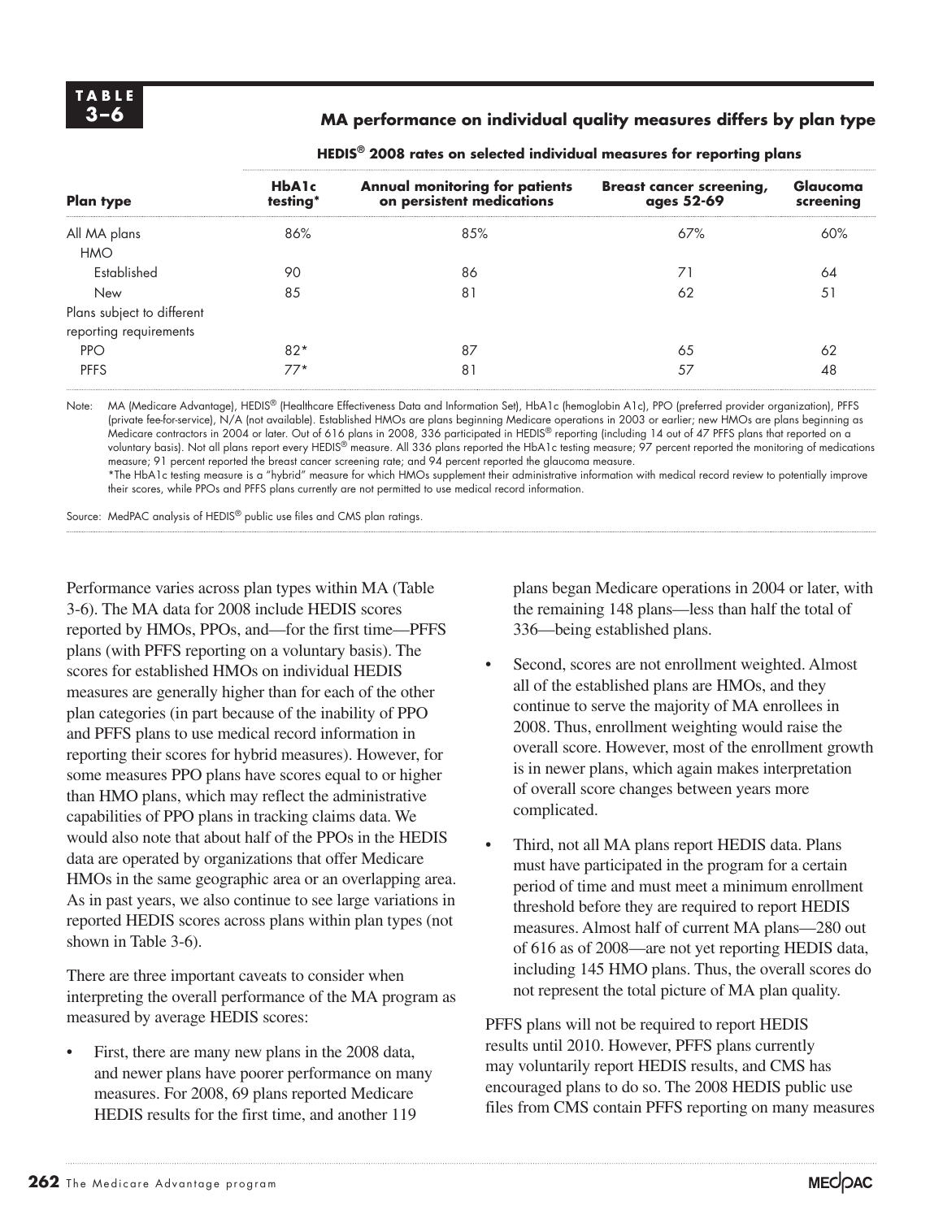**TABLE 3–6**

**MA performance on individual quality measures differs by plan type**

| | HEDIS® 2008 rates on selected individual measures for reporting plans | | | |
|---|---|---|---|---|
| **Plan type** | **HbA1c testing*** | **Annual monitoring for patients on persistent medications** | **Breast cancer screening, ages 52-69** | **Glaucoma screening** |
| All MA plans | 86% | 85% | 67% | 60% |
| HMO | | | | |
| Established | 90 | 86 | 71 | 64 |
| New | 85 | 81 | 62 | 51 |
| Plans subject to different reporting requirements | | | | |
| PPO | 82* | 87 | 65 | 62 |
| PFFS | 77* | 81 | 57 | 48 |

Note: MA (Medicare Advantage), HEDIS® (Healthcare Effectiveness Data and Information Set), HbA1c (hemoglobin A1c), PPO (preferred provider organization), PFFS (private fee-for-service), N/A (not available). Established HMOs are plans beginning Medicare operations in 2003 or earlier; new HMOs are plans beginning as Medicare contractors in 2004 or later. Out of 616 plans in 2008, 336 participated in HEDIS® reporting (including 14 out of 47 PFFS plans that reported on a voluntary basis). Not all plans report every HEDIS® measure. All 336 plans reported the HbA1c testing measure; 97 percent reported the monitoring of medications measure; 91 percent reported the breast cancer screening rate; and 94 percent reported the glaucoma measure.
*The HbA1c testing measure is a "hybrid" measure for which HMOs supplement their administrative information with medical record review to potentially improve their scores, while PPOs and PFFS plans currently are not permitted to use medical record information.

Source: MedPAC analysis of HEDIS® public use files and CMS plan ratings.

Performance varies across plan types within MA (Table 3-6). The MA data for 2008 include HEDIS scores reported by HMOs, PPOs, and—for the first time—PFFS plans (with PFFS reporting on a voluntary basis). The scores for established HMOs on individual HEDIS measures are generally higher than for each of the other plan categories (in part because of the inability of PPO and PFFS plans to use medical record information in reporting their scores for hybrid measures). However, for some measures PPO plans have scores equal to or higher than HMO plans, which may reflect the administrative capabilities of PPO plans in tracking claims data. We would also note that about half of the PPOs in the HEDIS data are operated by organizations that offer Medicare HMOs in the same geographic area or an overlapping area. As in past years, we also continue to see large variations in reported HEDIS scores across plans within plan types (not shown in Table 3-6).

There are three important caveats to consider when interpreting the overall performance of the MA program as measured by average HEDIS scores:

- First, there are many new plans in the 2008 data, and newer plans have poorer performance on many measures. For 2008, 69 plans reported Medicare HEDIS results for the first time, and another 119 plans began Medicare operations in 2004 or later, with the remaining 148 plans—less than half the total of 336—being established plans.
- Second, scores are not enrollment weighted. Almost all of the established plans are HMOs, and they continue to serve the majority of MA enrollees in 2008. Thus, enrollment weighting would raise the overall score. However, most of the enrollment growth is in newer plans, which again makes interpretation of overall score changes between years more complicated.
- Third, not all MA plans report HEDIS data. Plans must have participated in the program for a certain period of time and must meet a minimum enrollment threshold before they are required to report HEDIS measures. Almost half of current MA plans—280 out of 616 as of 2008—are not yet reporting HEDIS data, including 145 HMO plans. Thus, the overall scores do not represent the total picture of MA plan quality.

PFFS plans will not be required to report HEDIS results until 2010. However, PFFS plans currently may voluntarily report HEDIS results, and CMS has encouraged plans to do so. The 2008 HEDIS public use files from CMS contain PFFS reporting on many measures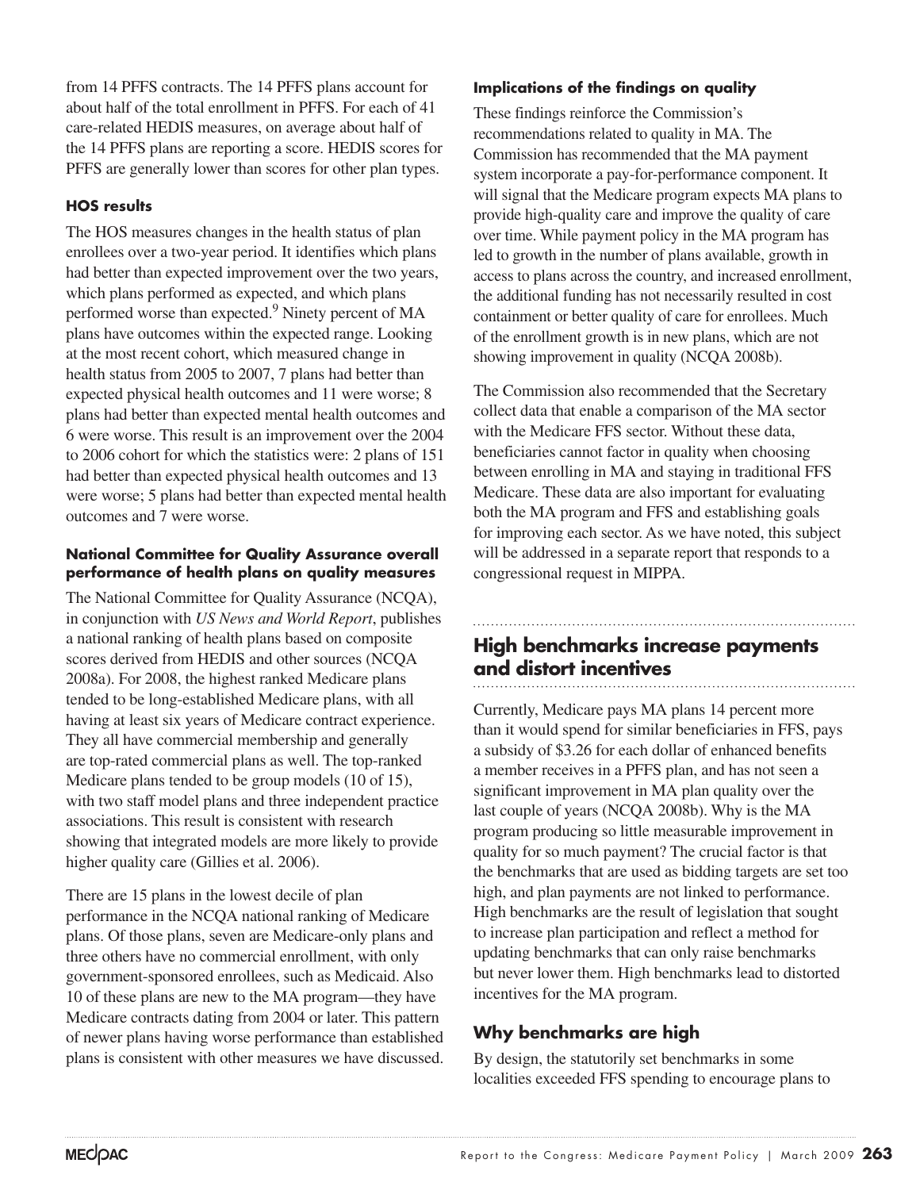from 14 PFFS contracts. The 14 PFFS plans account for about half of the total enrollment in PFFS. For each of 41 care-related HEDIS measures, on average about half of the 14 PFFS plans are reporting a score. HEDIS scores for PFFS are generally lower than scores for other plan types.

#### HOS results

The HOS measures changes in the health status of plan enrollees over a two-year period. It identifies which plans had better than expected improvement over the two years, which plans performed as expected, and which plans performed worse than expected.[9] Ninety percent of MA plans have outcomes within the expected range. Looking at the most recent cohort, which measured change in health status from 2005 to 2007, 7 plans had better than expected physical health outcomes and 11 were worse; 8 plans had better than expected mental health outcomes and 6 were worse. This result is an improvement over the 2004 to 2006 cohort for which the statistics were: 2 plans of 151 had better than expected physical health outcomes and 13 were worse; 5 plans had better than expected mental health outcomes and 7 were worse.

#### National Committee for Quality Assurance overall performance of health plans on quality measures

The National Committee for Quality Assurance (NCQA), in conjunction with *US News and World Report*, publishes a national ranking of health plans based on composite scores derived from HEDIS and other sources (NCQA 2008a). For 2008, the highest ranked Medicare plans tended to be long-established Medicare plans, with all having at least six years of Medicare contract experience. They all have commercial membership and generally are top-rated commercial plans as well. The top-ranked Medicare plans tended to be group models (10 of 15), with two staff model plans and three independent practice associations. This result is consistent with research showing that integrated models are more likely to provide higher quality care (Gillies et al. 2006).

There are 15 plans in the lowest decile of plan performance in the NCQA national ranking of Medicare plans. Of those plans, seven are Medicare-only plans and three others have no commercial enrollment, with only government-sponsored enrollees, such as Medicaid. Also 10 of these plans are new to the MA program—they have Medicare contracts dating from 2004 or later. This pattern of newer plans having worse performance than established plans is consistent with other measures we have discussed.

#### Implications of the findings on quality

These findings reinforce the Commission's recommendations related to quality in MA. The Commission has recommended that the MA payment system incorporate a pay-for-performance component. It will signal that the Medicare program expects MA plans to provide high-quality care and improve the quality of care over time. While payment policy in the MA program has led to growth in the number of plans available, growth in access to plans across the country, and increased enrollment, the additional funding has not necessarily resulted in cost containment or better quality of care for enrollees. Much of the enrollment growth is in new plans, which are not showing improvement in quality (NCQA 2008b).

The Commission also recommended that the Secretary collect data that enable a comparison of the MA sector with the Medicare FFS sector. Without these data, beneficiaries cannot factor in quality when choosing between enrolling in MA and staying in traditional FFS Medicare. These data are also important for evaluating both the MA program and FFS and establishing goals for improving each sector. As we have noted, this subject will be addressed in a separate report that responds to a congressional request in MIPPA.

## High benchmarks increase payments and distort incentives

Currently, Medicare pays MA plans 14 percent more than it would spend for similar beneficiaries in FFS, pays a subsidy of $3.26 for each dollar of enhanced benefits a member receives in a PFFS plan, and has not seen a significant improvement in MA plan quality over the last couple of years (NCQA 2008b). Why is the MA program producing so little measurable improvement in quality for so much payment? The crucial factor is that the benchmarks that are used as bidding targets are set too high, and plan payments are not linked to performance. High benchmarks are the result of legislation that sought to increase plan participation and reflect a method for updating benchmarks that can only raise benchmarks but never lower them. High benchmarks lead to distorted incentives for the MA program.

### Why benchmarks are high

By design, the statutorily set benchmarks in some localities exceeded FFS spending to encourage plans to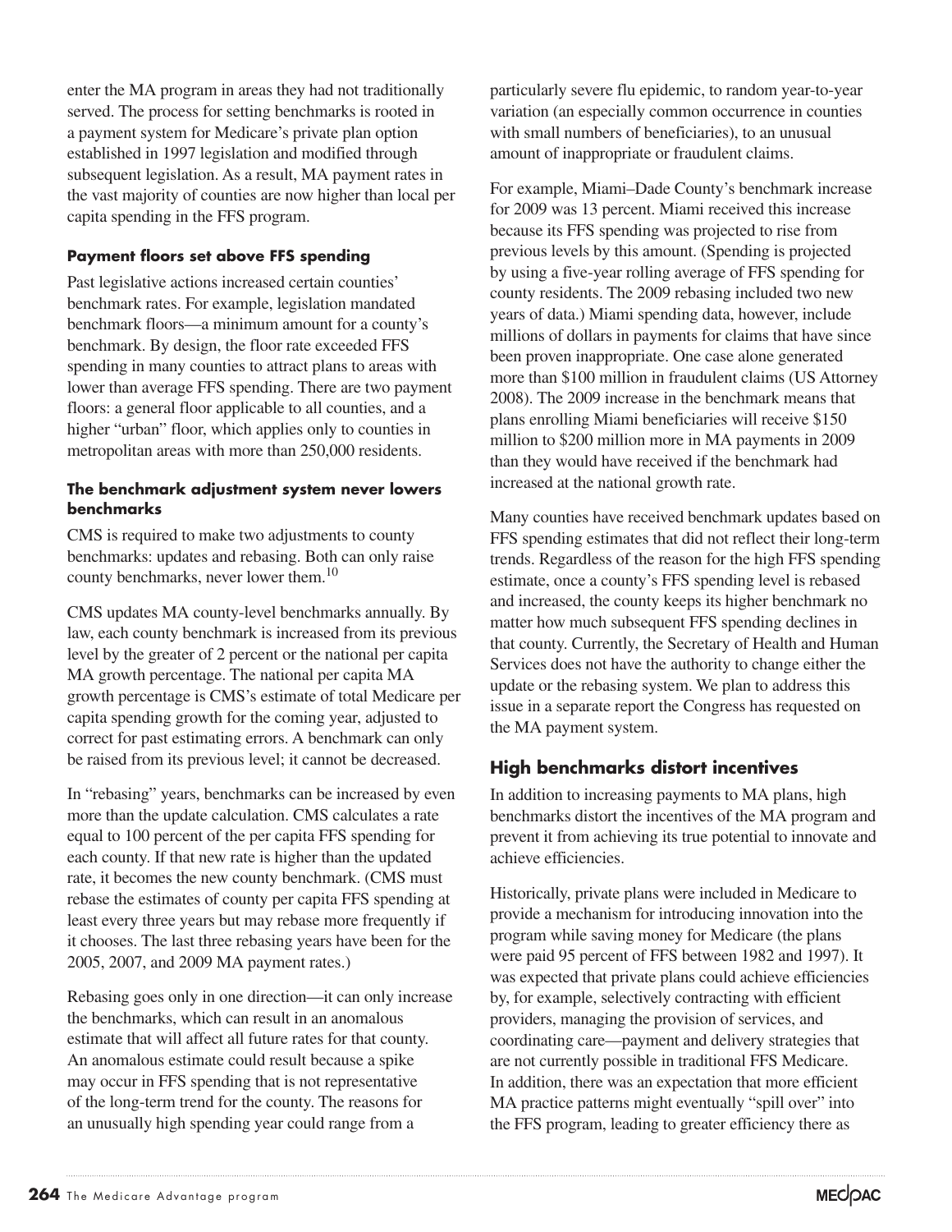enter the MA program in areas they had not traditionally served. The process for setting benchmarks is rooted in a payment system for Medicare's private plan option established in 1997 legislation and modified through subsequent legislation. As a result, MA payment rates in the vast majority of counties are now higher than local per capita spending in the FFS program.

#### Payment floors set above FFS spending

Past legislative actions increased certain counties' benchmark rates. For example, legislation mandated benchmark floors—a minimum amount for a county's benchmark. By design, the floor rate exceeded FFS spending in many counties to attract plans to areas with lower than average FFS spending. There are two payment floors: a general floor applicable to all counties, and a higher "urban" floor, which applies only to counties in metropolitan areas with more than 250,000 residents.

#### The benchmark adjustment system never lowers benchmarks

CMS is required to make two adjustments to county benchmarks: updates and rebasing. Both can only raise county benchmarks, never lower them.[10]

CMS updates MA county-level benchmarks annually. By law, each county benchmark is increased from its previous level by the greater of 2 percent or the national per capita MA growth percentage. The national per capita MA growth percentage is CMS's estimate of total Medicare per capita spending growth for the coming year, adjusted to correct for past estimating errors. A benchmark can only be raised from its previous level; it cannot be decreased.

In "rebasing" years, benchmarks can be increased by even more than the update calculation. CMS calculates a rate equal to 100 percent of the per capita FFS spending for each county. If that new rate is higher than the updated rate, it becomes the new county benchmark. (CMS must rebase the estimates of county per capita FFS spending at least every three years but may rebase more frequently if it chooses. The last three rebasing years have been for the 2005, 2007, and 2009 MA payment rates.)

Rebasing goes only in one direction—it can only increase the benchmarks, which can result in an anomalous estimate that will affect all future rates for that county. An anomalous estimate could result because a spike may occur in FFS spending that is not representative of the long-term trend for the county. The reasons for an unusually high spending year could range from a particularly severe flu epidemic, to random year-to-year variation (an especially common occurrence in counties with small numbers of beneficiaries), to an unusual amount of inappropriate or fraudulent claims.

For example, Miami–Dade County's benchmark increase for 2009 was 13 percent. Miami received this increase because its FFS spending was projected to rise from previous levels by this amount. (Spending is projected by using a five-year rolling average of FFS spending for county residents. The 2009 rebasing included two new years of data.) Miami spending data, however, include millions of dollars in payments for claims that have since been proven inappropriate. One case alone generated more than $100 million in fraudulent claims (US Attorney 2008). The 2009 increase in the benchmark means that plans enrolling Miami beneficiaries will receive $150 million to $200 million more in MA payments in 2009 than they would have received if the benchmark had increased at the national growth rate.

Many counties have received benchmark updates based on FFS spending estimates that did not reflect their long-term trends. Regardless of the reason for the high FFS spending estimate, once a county's FFS spending level is rebased and increased, the county keeps its higher benchmark no matter how much subsequent FFS spending declines in that county. Currently, the Secretary of Health and Human Services does not have the authority to change either the update or the rebasing system. We plan to address this issue in a separate report the Congress has requested on the MA payment system.

### High benchmarks distort incentives

In addition to increasing payments to MA plans, high benchmarks distort the incentives of the MA program and prevent it from achieving its true potential to innovate and achieve efficiencies.

Historically, private plans were included in Medicare to provide a mechanism for introducing innovation into the program while saving money for Medicare (the plans were paid 95 percent of FFS between 1982 and 1997). It was expected that private plans could achieve efficiencies by, for example, selectively contracting with efficient providers, managing the provision of services, and coordinating care—payment and delivery strategies that are not currently possible in traditional FFS Medicare. In addition, there was an expectation that more efficient MA practice patterns might eventually "spill over" into the FFS program, leading to greater efficiency there as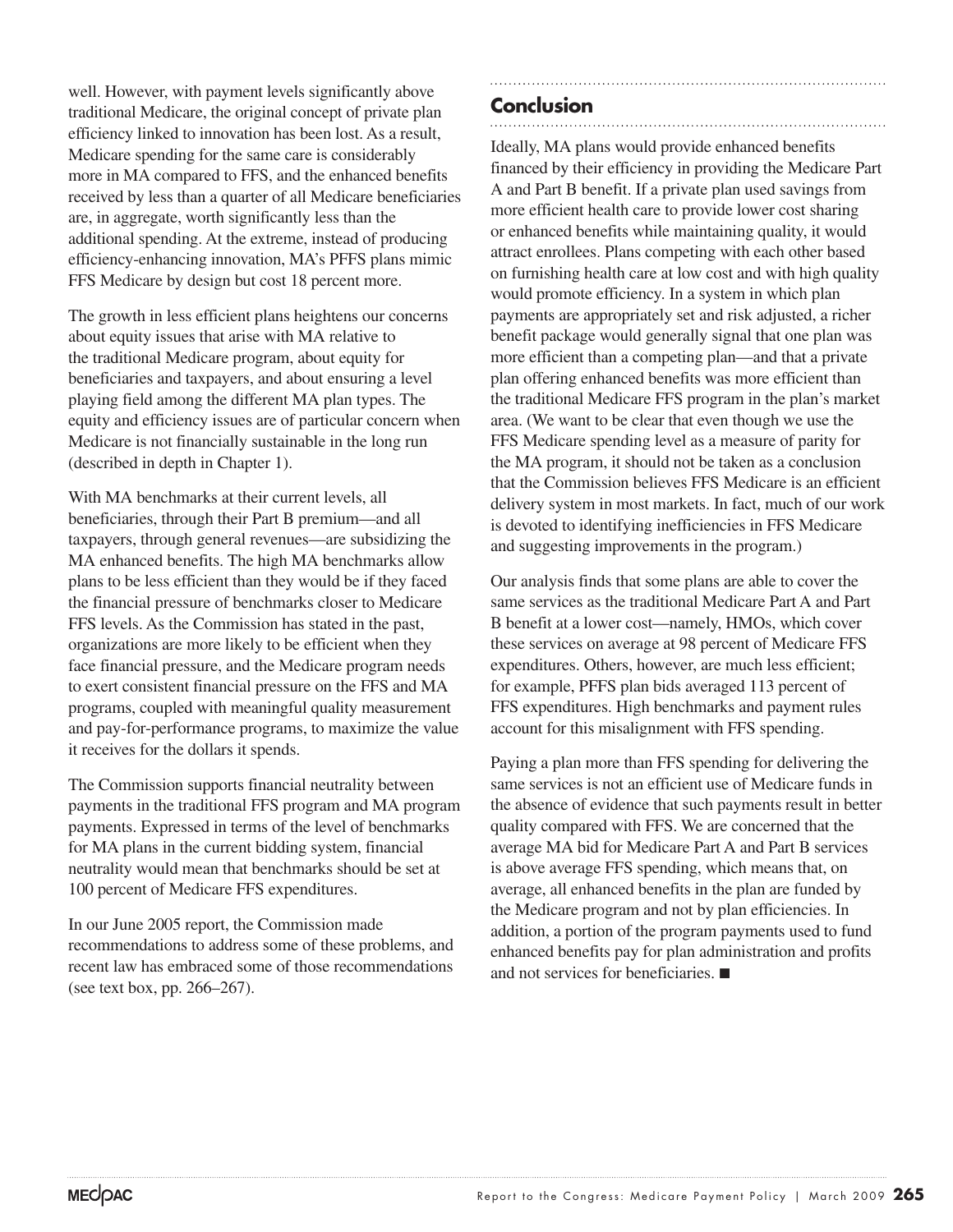well. However, with payment levels significantly above traditional Medicare, the original concept of private plan efficiency linked to innovation has been lost. As a result, Medicare spending for the same care is considerably more in MA compared to FFS, and the enhanced benefits received by less than a quarter of all Medicare beneficiaries are, in aggregate, worth significantly less than the additional spending. At the extreme, instead of producing efficiency-enhancing innovation, MA's PFFS plans mimic FFS Medicare by design but cost 18 percent more.

The growth in less efficient plans heightens our concerns about equity issues that arise with MA relative to the traditional Medicare program, about equity for beneficiaries and taxpayers, and about ensuring a level playing field among the different MA plan types. The equity and efficiency issues are of particular concern when Medicare is not financially sustainable in the long run (described in depth in Chapter 1).

With MA benchmarks at their current levels, all beneficiaries, through their Part B premium—and all taxpayers, through general revenues—are subsidizing the MA enhanced benefits. The high MA benchmarks allow plans to be less efficient than they would be if they faced the financial pressure of benchmarks closer to Medicare FFS levels. As the Commission has stated in the past, organizations are more likely to be efficient when they face financial pressure, and the Medicare program needs to exert consistent financial pressure on the FFS and MA programs, coupled with meaningful quality measurement and pay-for-performance programs, to maximize the value it receives for the dollars it spends.

The Commission supports financial neutrality between payments in the traditional FFS program and MA program payments. Expressed in terms of the level of benchmarks for MA plans in the current bidding system, financial neutrality would mean that benchmarks should be set at 100 percent of Medicare FFS expenditures.

In our June 2005 report, the Commission made recommendations to address some of these problems, and recent law has embraced some of those recommendations (see text box, pp. 266–267).

## Conclusion

Ideally, MA plans would provide enhanced benefits financed by their efficiency in providing the Medicare Part A and Part B benefit. If a private plan used savings from more efficient health care to provide lower cost sharing or enhanced benefits while maintaining quality, it would attract enrollees. Plans competing with each other based on furnishing health care at low cost and with high quality would promote efficiency. In a system in which plan payments are appropriately set and risk adjusted, a richer benefit package would generally signal that one plan was more efficient than a competing plan—and that a private plan offering enhanced benefits was more efficient than the traditional Medicare FFS program in the plan's market area. (We want to be clear that even though we use the FFS Medicare spending level as a measure of parity for the MA program, it should not be taken as a conclusion that the Commission believes FFS Medicare is an efficient delivery system in most markets. In fact, much of our work is devoted to identifying inefficiencies in FFS Medicare and suggesting improvements in the program.)

Our analysis finds that some plans are able to cover the same services as the traditional Medicare Part A and Part B benefit at a lower cost—namely, HMOs, which cover these services on average at 98 percent of Medicare FFS expenditures. Others, however, are much less efficient; for example, PFFS plan bids averaged 113 percent of FFS expenditures. High benchmarks and payment rules account for this misalignment with FFS spending.

Paying a plan more than FFS spending for delivering the same services is not an efficient use of Medicare funds in the absence of evidence that such payments result in better quality compared with FFS. We are concerned that the average MA bid for Medicare Part A and Part B services is above average FFS spending, which means that, on average, all enhanced benefits in the plan are funded by the Medicare program and not by plan efficiencies. In addition, a portion of the program payments used to fund enhanced benefits pay for plan administration and profits and not services for beneficiaries. ■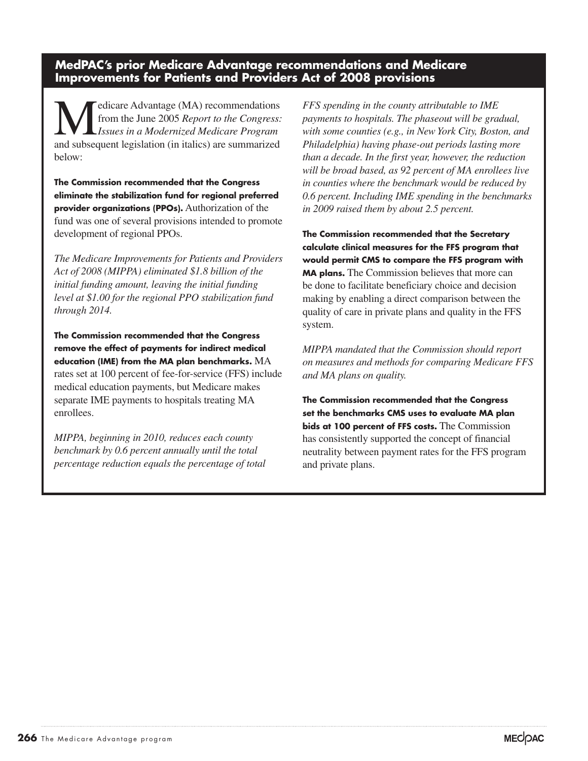## MedPAC's prior Medicare Advantage recommendations and Medicare Improvements for Patients and Providers Act of 2008 provisions

Medicare Advantage (MA) recommendations from the June 2005 *Report to the Congress: Issues in a Modernized Medicare Program* and subsequent legislation (in italics) are summarized below:

**The Commission recommended that the Congress eliminate the stabilization fund for regional preferred provider organizations (PPOs).** Authorization of the fund was one of several provisions intended to promote development of regional PPOs.

*The Medicare Improvements for Patients and Providers Act of 2008 (MIPPA) eliminated $1.8 billion of the initial funding amount, leaving the initial funding level at $1.00 for the regional PPO stabilization fund through 2014.*

**The Commission recommended that the Congress remove the effect of payments for indirect medical education (IME) from the MA plan benchmarks.** MA rates set at 100 percent of fee-for-service (FFS) include medical education payments, but Medicare makes separate IME payments to hospitals treating MA enrollees.

*MIPPA, beginning in 2010, reduces each county benchmark by 0.6 percent annually until the total percentage reduction equals the percentage of total FFS spending in the county attributable to IME payments to hospitals. The phaseout will be gradual, with some counties (e.g., in New York City, Boston, and Philadelphia) having phase-out periods lasting more than a decade. In the first year, however, the reduction will be broad based, as 92 percent of MA enrollees live in counties where the benchmark would be reduced by 0.6 percent. Including IME spending in the benchmarks in 2009 raised them by about 2.5 percent.*

**The Commission recommended that the Secretary calculate clinical measures for the FFS program that would permit CMS to compare the FFS program with MA plans.** The Commission believes that more can be done to facilitate beneficiary choice and decision making by enabling a direct comparison between the quality of care in private plans and quality in the FFS system.

*MIPPA mandated that the Commission should report on measures and methods for comparing Medicare FFS and MA plans on quality.*

**The Commission recommended that the Congress set the benchmarks CMS uses to evaluate MA plan bids at 100 percent of FFS costs.** The Commission has consistently supported the concept of financial neutrality between payment rates for the FFS program and private plans.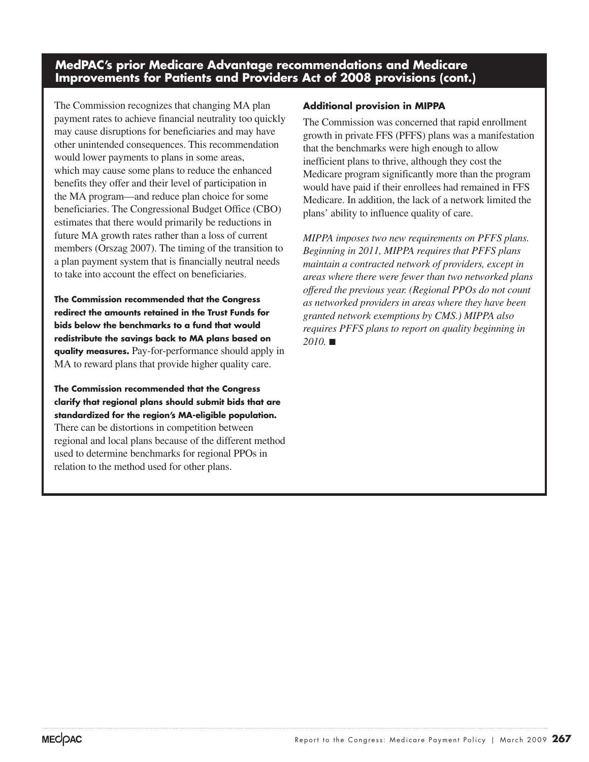## MedPAC's prior Medicare Advantage recommendations and Medicare Improvements for Patients and Providers Act of 2008 provisions (cont.)

The Commission recognizes that changing MA plan payment rates to achieve financial neutrality too quickly may cause disruptions for beneficiaries and may have other unintended consequences. This recommendation would lower payments to plans in some areas, which may cause some plans to reduce the enhanced benefits they offer and their level of participation in the MA program—and reduce plan choice for some beneficiaries. The Congressional Budget Office (CBO) estimates that there would primarily be reductions in future MA growth rates rather than a loss of current members (Orszag 2007). The timing of the transition to a plan payment system that is financially neutral needs to take into account the effect on beneficiaries.

**The Commission recommended that the Congress redirect the amounts retained in the Trust Funds for bids below the benchmarks to a fund that would redistribute the savings back to MA plans based on quality measures.** Pay-for-performance should apply in MA to reward plans that provide higher quality care.

**The Commission recommended that the Congress clarify that regional plans should submit bids that are standardized for the region's MA-eligible population.** There can be distortions in competition between regional and local plans because of the different method used to determine benchmarks for regional PPOs in relation to the method used for other plans.

**Additional provision in MIPPA**

The Commission was concerned that rapid enrollment growth in private FFS (PFFS) plans was a manifestation that the benchmarks were high enough to allow inefficient plans to thrive, although they cost the Medicare program significantly more than the program would have paid if their enrollees had remained in FFS Medicare. In addition, the lack of a network limited the plans' ability to influence quality of care.

*MIPPA imposes two new requirements on PFFS plans. Beginning in 2011, MIPPA requires that PFFS plans maintain a contracted network of providers, except in areas where there were fewer than two networked plans offered the previous year. (Regional PPOs do not count as networked providers in areas where they have been granted network exemptions by CMS.) MIPPA also requires PFFS plans to report on quality beginning in 2010.* ■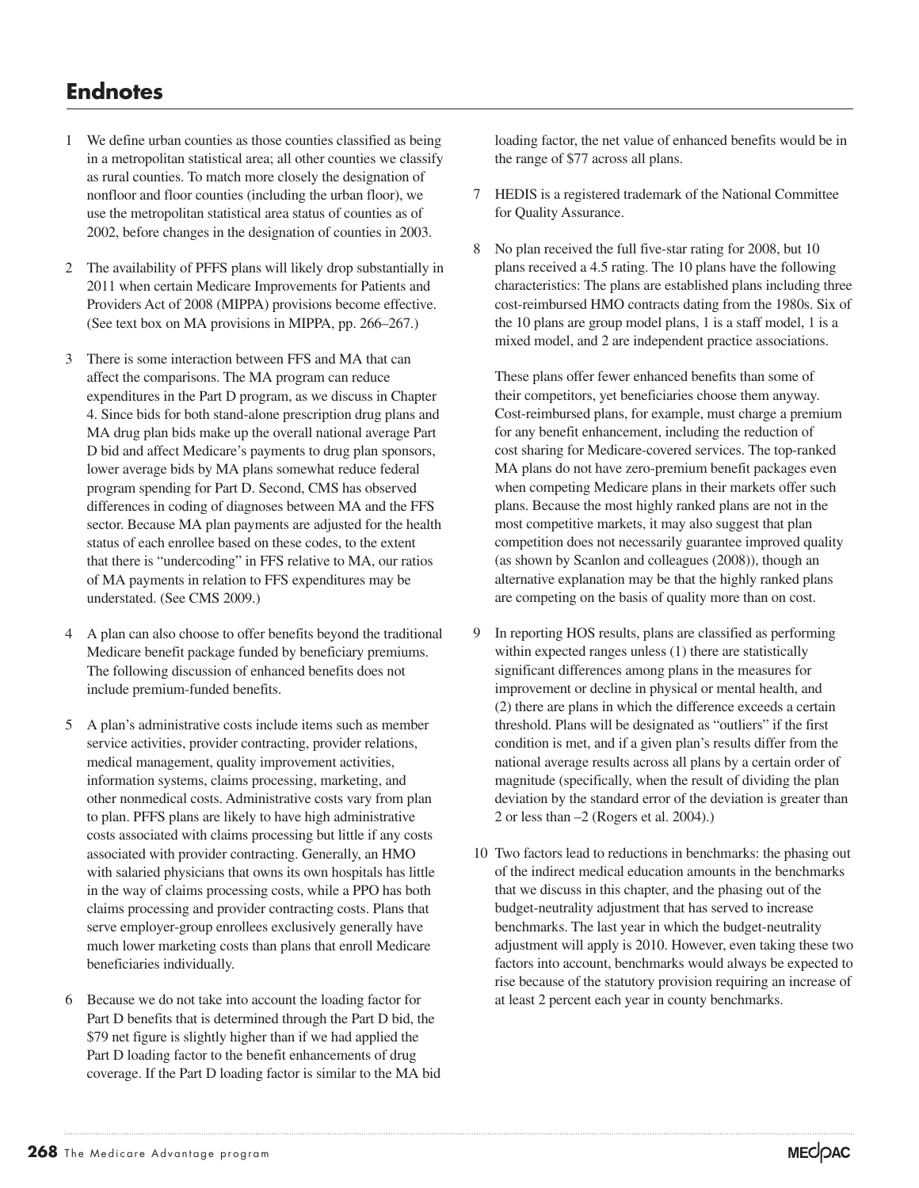# Endnotes

1 We define urban counties as those counties classified as being in a metropolitan statistical area; all other counties we classify as rural counties. To match more closely the designation of nonfloor and floor counties (including the urban floor), we use the metropolitan statistical area status of counties as of 2002, before changes in the designation of counties in 2003.

2 The availability of PFFS plans will likely drop substantially in 2011 when certain Medicare Improvements for Patients and Providers Act of 2008 (MIPPA) provisions become effective. (See text box on MA provisions in MIPPA, pp. 266–267.)

3 There is some interaction between FFS and MA that can affect the comparisons. The MA program can reduce expenditures in the Part D program, as we discuss in Chapter 4. Since bids for both stand-alone prescription drug plans and MA drug plan bids make up the overall national average Part D bid and affect Medicare's payments to drug plan sponsors, lower average bids by MA plans somewhat reduce federal program spending for Part D. Second, CMS has observed differences in coding of diagnoses between MA and the FFS sector. Because MA plan payments are adjusted for the health status of each enrollee based on these codes, to the extent that there is "undercoding" in FFS relative to MA, our ratios of MA payments in relation to FFS expenditures may be understated. (See CMS 2009.)

4 A plan can also choose to offer benefits beyond the traditional Medicare benefit package funded by beneficiary premiums. The following discussion of enhanced benefits does not include premium-funded benefits.

5 A plan's administrative costs include items such as member service activities, provider contracting, provider relations, medical management, quality improvement activities, information systems, claims processing, marketing, and other nonmedical costs. Administrative costs vary from plan to plan. PFFS plans are likely to have high administrative costs associated with claims processing but little if any costs associated with provider contracting. Generally, an HMO with salaried physicians that owns its own hospitals has little in the way of claims processing costs, while a PPO has both claims processing and provider contracting costs. Plans that serve employer-group enrollees exclusively generally have much lower marketing costs than plans that enroll Medicare beneficiaries individually.

6 Because we do not take into account the loading factor for Part D benefits that is determined through the Part D bid, the $79 net figure is slightly higher than if we had applied the Part D loading factor to the benefit enhancements of drug coverage. If the Part D loading factor is similar to the MA bid loading factor, the net value of enhanced benefits would be in the range of $77 across all plans.

7 HEDIS is a registered trademark of the National Committee for Quality Assurance.

8 No plan received the full five-star rating for 2008, but 10 plans received a 4.5 rating. The 10 plans have the following characteristics: The plans are established plans including three cost-reimbursed HMO contracts dating from the 1980s. Six of the 10 plans are group model plans, 1 is a staff model, 1 is a mixed model, and 2 are independent practice associations.

These plans offer fewer enhanced benefits than some of their competitors, yet beneficiaries choose them anyway. Cost-reimbursed plans, for example, must charge a premium for any benefit enhancement, including the reduction of cost sharing for Medicare-covered services. The top-ranked MA plans do not have zero-premium benefit packages even when competing Medicare plans in their markets offer such plans. Because the most highly ranked plans are not in the most competitive markets, it may also suggest that plan competition does not necessarily guarantee improved quality (as shown by Scanlon and colleagues (2008)), though an alternative explanation may be that the highly ranked plans are competing on the basis of quality more than on cost.

9 In reporting HOS results, plans are classified as performing within expected ranges unless (1) there are statistically significant differences among plans in the measures for improvement or decline in physical or mental health, and (2) there are plans in which the difference exceeds a certain threshold. Plans will be designated as "outliers" if the first condition is met, and if a given plan's results differ from the national average results across all plans by a certain order of magnitude (specifically, when the result of dividing the plan deviation by the standard error of the deviation is greater than 2 or less than –2 (Rogers et al. 2004).)

10 Two factors lead to reductions in benchmarks: the phasing out of the indirect medical education amounts in the benchmarks that we discuss in this chapter, and the phasing out of the budget-neutrality adjustment that has served to increase benchmarks. The last year in which the budget-neutrality adjustment will apply is 2010. However, even taking these two factors into account, benchmarks would always be expected to rise because of the statutory provision requiring an increase of at least 2 percent each year in county benchmarks.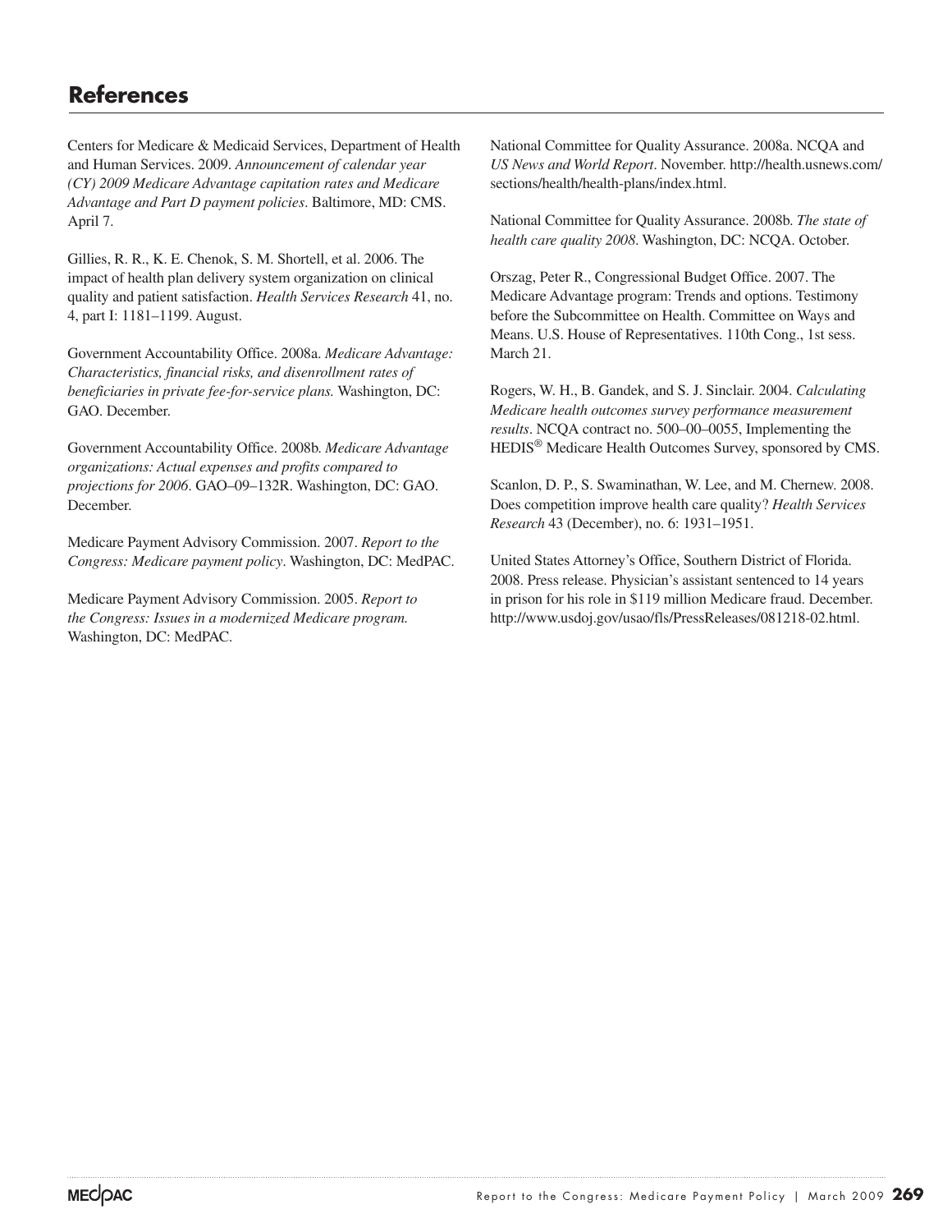# References

Centers for Medicare & Medicaid Services, Department of Health and Human Services. 2009. *Announcement of calendar year (CY) 2009 Medicare Advantage capitation rates and Medicare Advantage and Part D payment policies*. Baltimore, MD: CMS. April 7.

Gillies, R. R., K. E. Chenok, S. M. Shortell, et al. 2006. The impact of health plan delivery system organization on clinical quality and patient satisfaction. *Health Services Research* 41, no. 4, part I: 1181–1199. August.

Government Accountability Office. 2008a. *Medicare Advantage: Characteristics, financial risks, and disenrollment rates of beneficiaries in private fee-for-service plans.* Washington, DC: GAO. December.

Government Accountability Office. 2008b. *Medicare Advantage organizations: Actual expenses and profits compared to projections for 2006*. GAO–09–132R. Washington, DC: GAO. December.

Medicare Payment Advisory Commission. 2007. *Report to the Congress: Medicare payment policy*. Washington, DC: MedPAC.

Medicare Payment Advisory Commission. 2005. *Report to the Congress: Issues in a modernized Medicare program.* Washington, DC: MedPAC.

National Committee for Quality Assurance. 2008a. NCQA and *US News and World Report*. November. http://health.usnews.com/sections/health/health-plans/index.html.

National Committee for Quality Assurance. 2008b. *The state of health care quality 2008*. Washington, DC: NCQA. October.

Orszag, Peter R., Congressional Budget Office. 2007. The Medicare Advantage program: Trends and options. Testimony before the Subcommittee on Health. Committee on Ways and Means. U.S. House of Representatives. 110th Cong., 1st sess. March 21.

Rogers, W. H., B. Gandek, and S. J. Sinclair. 2004. *Calculating Medicare health outcomes survey performance measurement results*. NCQA contract no. 500–00–0055, Implementing the HEDIS® Medicare Health Outcomes Survey, sponsored by CMS.

Scanlon, D. P., S. Swaminathan, W. Lee, and M. Chernew. 2008. Does competition improve health care quality? *Health Services Research* 43 (December), no. 6: 1931–1951.

United States Attorney's Office, Southern District of Florida. 2008. Press release. Physician's assistant sentenced to 14 years in prison for his role in $119 million Medicare fraud. December. http://www.usdoj.gov/usao/fls/PressReleases/081218-02.html.